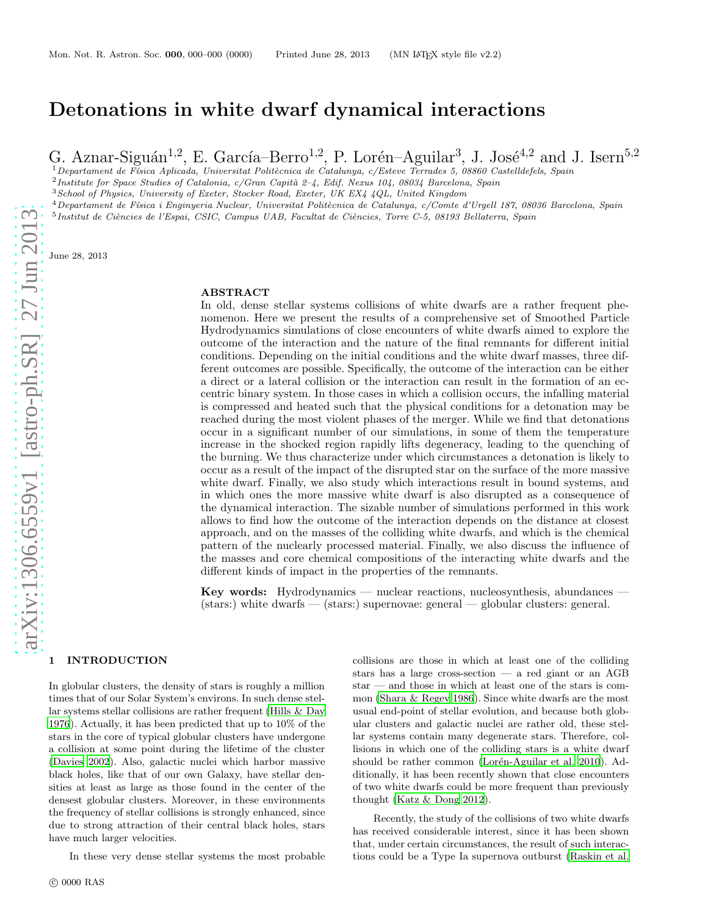# Detonations in white dwarf dynamical interactions

G. Aznar-Siguán[1,2], E. García–Berro[1,2], P. Lorén–Aguilar[3], J. José[4,2] and J. Isern[5,2]

[1] Departament de Física Aplicada, Universitat Politècnica de Catalunya, c/Esteve Terrades 5, 08860 Castelldefels, Spain
[2] Institute for Space Studies of Catalonia, c/Gran Capità 2–4, Edif. Nexus 104, 08034 Barcelona, Spain
[3] School of Physics, University of Exeter, Stocker Road, Exeter, UK EX4 4QL, United Kingdom
[4] Departament de Física i Enginyeria Nuclear, Universitat Politècnica de Catalunya, c/Comte d'Urgell 187, 08036 Barcelona, Spain
[5] Institut de Ciències de l'Espai, CSIC, Campus UAB, Facultat de Ciències, Torre C-5, 08193 Bellaterra, Spain

June 28, 2013

## ABSTRACT

In old, dense stellar systems collisions of white dwarfs are a rather frequent phenomenon. Here we present the results of a comprehensive set of Smoothed Particle Hydrodynamics simulations of close encounters of white dwarfs aimed to explore the outcome of the interaction and the nature of the final remnants for different initial conditions. Depending on the initial conditions and the white dwarf masses, three different outcomes are possible. Specifically, the outcome of the interaction can be either a direct or a lateral collision or the interaction can result in the formation of an eccentric binary system. In those cases in which a collision occurs, the infalling material is compressed and heated such that the physical conditions for a detonation may be reached during the most violent phases of the merger. While we find that detonations occur in a significant number of our simulations, in some of them the temperature increase in the shocked region rapidly lifts degeneracy, leading to the quenching of the burning. We thus characterize under which circumstances a detonation is likely to occur as a result of the impact of the disrupted star on the surface of the more massive white dwarf. Finally, we also study which interactions result in bound systems, and in which ones the more massive white dwarf is also disrupted as a consequence of the dynamical interaction. The sizable number of simulations performed in this work allows to find how the outcome of the interaction depends on the distance at closest approach, and on the masses of the colliding white dwarfs, and which is the chemical pattern of the nuclearly processed material. Finally, we also discuss the influence of the masses and core chemical compositions of the interacting white dwarfs and the different kinds of impact in the properties of the remnants.

**Key words:** Hydrodynamics — nuclear reactions, nucleosynthesis, abundances — (stars:) white dwarfs — (stars:) supernovae: general — globular clusters: general.

## 1 INTRODUCTION

In globular clusters, the density of stars is roughly a million times that of our Solar System's environs. In such dense stellar systems stellar collisions are rather frequent (Hills & Day 1976). Actually, it has been predicted that up to 10% of the stars in the core of typical globular clusters have undergone a collision at some point during the lifetime of the cluster (Davies 2002). Also, galactic nuclei which harbor massive black holes, like that of our own Galaxy, have stellar densities at least as large as those found in the center of the densest globular clusters. Moreover, in these environments the frequency of stellar collisions is strongly enhanced, since due to strong attraction of their central black holes, stars have much larger velocities.

In these very dense stellar systems the most probable collisions are those in which at least one of the colliding stars has a large cross-section — a red giant or an AGB star — and those in which at least one of the stars is common (Shara & Regev 1986). Since white dwarfs are the most usual end-point of stellar evolution, and because both globular clusters and galactic nuclei are rather old, these stellar systems contain many degenerate stars. Therefore, collisions in which one of the colliding stars is a white dwarf should be rather common (Lorén-Aguilar et al. 2010). Additionally, it has been recently shown that close encounters of two white dwarfs could be more frequent than previously thought (Katz & Dong 2012).

Recently, the study of the collisions of two white dwarfs has received considerable interest, since it has been shown that, under certain circumstances, the result of such interactions could be a Type Ia supernova outburst (Raskin et al.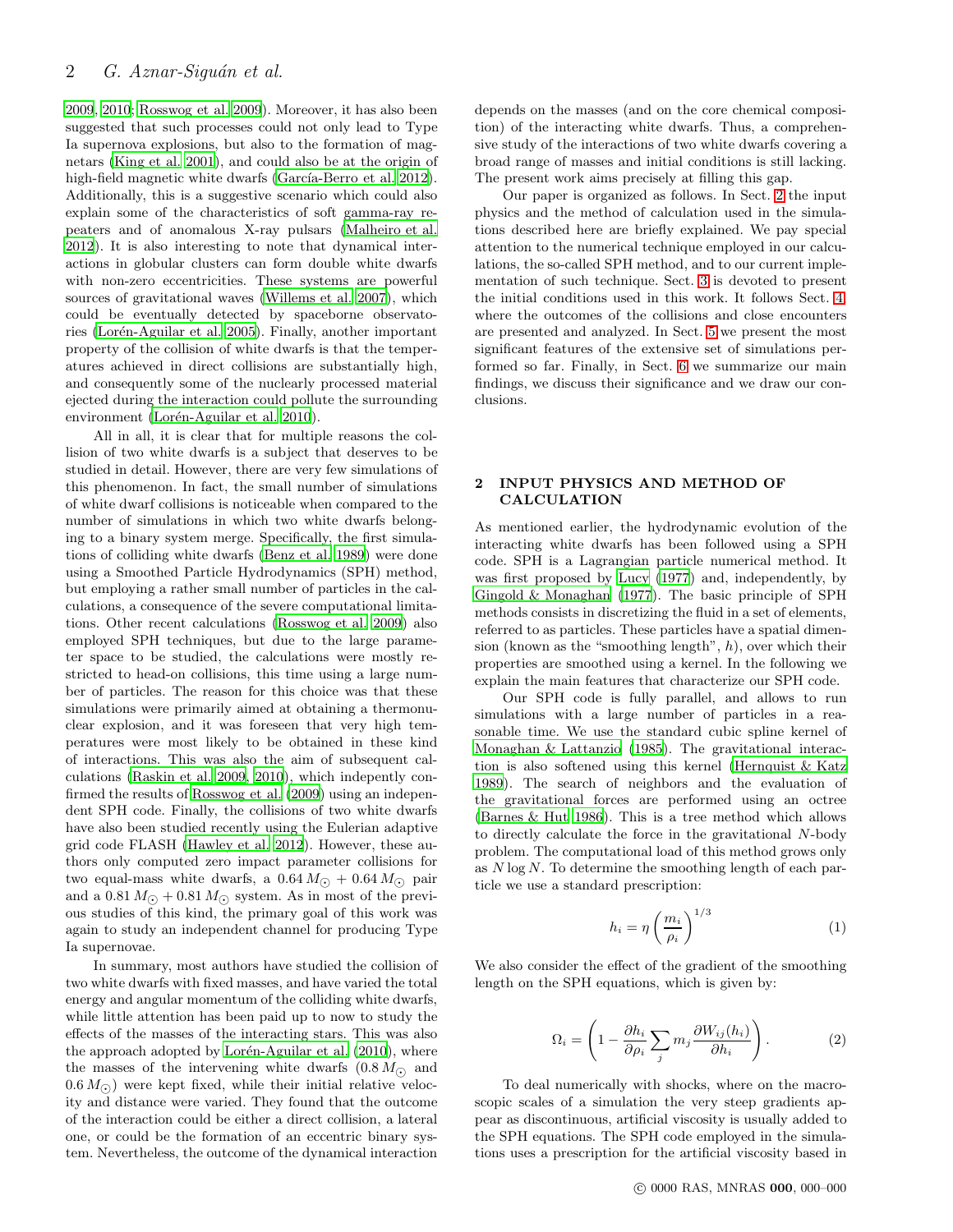2009, 2010; Rosswog et al. 2009). Moreover, it has also been suggested that such processes could not only lead to Type Ia supernova explosions, but also to the formation of magnetars (King et al. 2001), and could also be at the origin of high-field magnetic white dwarfs (García-Berro et al. 2012). Additionally, this is a suggestive scenario which could also explain some of the characteristics of soft gamma-ray repeaters and of anomalous X-ray pulsars (Malheiro et al. 2012). It is also interesting to note that dynamical interactions in globular clusters can form double white dwarfs with non-zero eccentricities. These systems are powerful sources of gravitational waves (Willems et al. 2007), which could be eventually detected by spaceborne observatories (Lorén-Aguilar et al. 2005). Finally, another important property of the collision of white dwarfs is that the temperatures achieved in direct collisions are substantially high, and consequently some of the nuclearly processed material ejected during the interaction could pollute the surrounding environment (Lorén-Aguilar et al. 2010).

All in all, it is clear that for multiple reasons the collision of two white dwarfs is a subject that deserves to be studied in detail. However, there are very few simulations of this phenomenon. In fact, the small number of simulations of white dwarf collisions is noticeable when compared to the number of simulations in which two white dwarfs belonging to a binary system merge. Specifically, the first simulations of colliding white dwarfs (Benz et al. 1989) were done using a Smoothed Particle Hydrodynamics (SPH) method, but employing a rather small number of particles in the calculations, a consequence of the severe computational limitations. Other recent calculations (Rosswog et al. 2009) also employed SPH techniques, but due to the large parameter space to be studied, the calculations were mostly restricted to head-on collisions, this time using a large number of particles. The reason for this choice was that these simulations were primarily aimed at obtaining a thermonuclear explosion, and it was foreseen that very high temperatures were most likely to be obtained in these kind of interactions. This was also the aim of subsequent calculations (Raskin et al. 2009, 2010), which indepently confirmed the results of Rosswog et al. (2009) using an independent SPH code. Finally, the collisions of two white dwarfs have also been studied recently using the Eulerian adaptive grid code FLASH (Hawley et al. 2012). However, these authors only computed zero impact parameter collisions for two equal-mass white dwarfs, a $0.64\,M_{\odot}+0.64\,M_{\odot}$ pair and a $0.81\,M_{\odot}+0.81\,M_{\odot}$ system. As in most of the previous studies of this kind, the primary goal of this work was again to study an independent channel for producing Type Ia supernovae.

In summary, most authors have studied the collision of two white dwarfs with fixed masses, and have varied the total energy and angular momentum of the colliding white dwarfs, while little attention has been paid up to now to study the effects of the masses of the interacting stars. This was also the approach adopted by Lorén-Aguilar et al. (2010), where the masses of the intervening white dwarfs ($0.8\,M_{\odot}$ and $0.6\,M_{\odot}$) were kept fixed, while their initial relative velocity and distance were varied. They found that the outcome of the interaction could be either a direct collision, a lateral one, or could be the formation of an eccentric binary system. Nevertheless, the outcome of the dynamical interaction depends on the masses (and on the core chemical composition) of the interacting white dwarfs. Thus, a comprehensive study of the interactions of two white dwarfs covering a broad range of masses and initial conditions is still lacking. The present work aims precisely at filling this gap.

Our paper is organized as follows. In Sect. 2 the input physics and the method of calculation used in the simulations described here are briefly explained. We pay special attention to the numerical technique employed in our calculations, the so-called SPH method, and to our current implementation of such technique. Sect. 3 is devoted to present the initial conditions used in this work. It follows Sect. 4, where the outcomes of the collisions and close encounters are presented and analyzed. In Sect. 5 we present the most significant features of the extensive set of simulations performed so far. Finally, in Sect. 6 we summarize our main findings, we discuss their significance and we draw our conclusions.

## 2 INPUT PHYSICS AND METHOD OF CALCULATION

As mentioned earlier, the hydrodynamic evolution of the interacting white dwarfs has been followed using a SPH code. SPH is a Lagrangian particle numerical method. It was first proposed by Lucy (1977) and, independently, by Gingold & Monaghan (1977). The basic principle of SPH methods consists in discretizing the fluid in a set of elements, referred to as particles. These particles have a spatial dimension (known as the "smoothing length", $h$), over which their properties are smoothed using a kernel. In the following we explain the main features that characterize our SPH code.

Our SPH code is fully parallel, and allows to run simulations with a large number of particles in a reasonable time. We use the standard cubic spline kernel of Monaghan & Lattanzio (1985). The gravitational interaction is also softened using this kernel (Hernquist & Katz 1989). The search of neighbors and the evaluation of the gravitational forces are performed using an octree (Barnes & Hut 1986). This is a tree method which allows to directly calculate the force in the gravitational $N$-body problem. The computational load of this method grows only as $N\log N$. To determine the smoothing length of each particle we use a standard prescription:

$$h_i=\eta\left(\frac{m_i}{\rho_i}\right)^{1/3} \tag{1}$$

We also consider the effect of the gradient of the smoothing length on the SPH equations, which is given by:

$$\Omega_i=\left(1-\frac{\partial h_i}{\partial \rho_i}\sum_j m_j\frac{\partial W_{ij}(h_i)}{\partial h_i}\right). \tag{2}$$

To deal numerically with shocks, where on the macroscopic scales of a simulation the very steep gradients appear as discontinuous, artificial viscosity is usually added to the SPH equations. The SPH code employed in the simulations uses a prescription for the artificial viscosity based in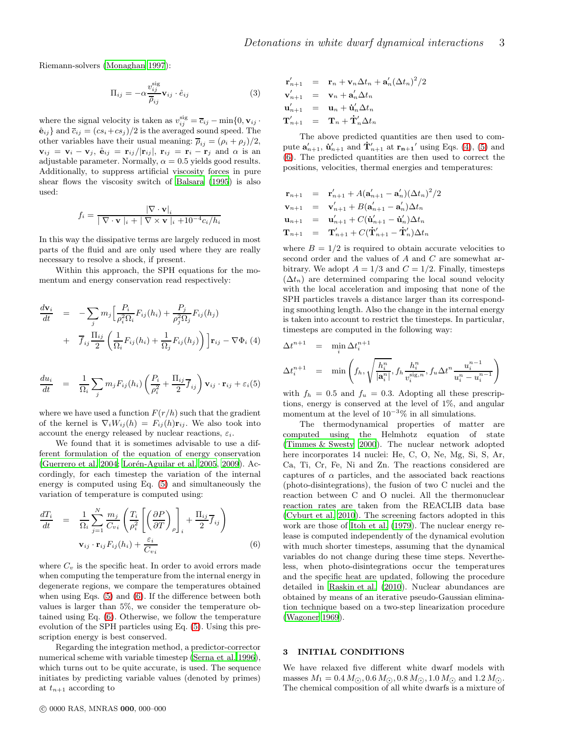Riemann-solvers (Monaghan 1997):

$$\Pi_{ij} = -\alpha \frac{v_{ij}^{\rm sig}}{\overline{\rho}_{ij}} \mathbf{v}_{ij} \cdot \hat{e}_{ij} \tag{3}$$

where the signal velocity is taken as $v_{ij}^{\rm sig} = \overline{c}_{ij} - \min\{0, \mathbf{v}_{ij} \cdot \hat{\mathbf{e}}_{ij}\}$ and $\overline{c}_{ij} = (cs_i + cs_j)/2$ is the averaged sound speed. The other variables have their usual meaning: $\overline{\rho}_{ij} = (\rho_i + \rho_j)/2$, $\mathbf{v}_{ij} = \mathbf{v}_i - \mathbf{v}_j$, $\hat{\mathbf{e}}_{ij} = \mathbf{r}_{ij}/|\mathbf{r}_{ij}|$, $\mathbf{r}_{ij} = \mathbf{r}_i - \mathbf{r}_j$ and $\alpha$ is an adjustable parameter. Normally, $\alpha = 0.5$ yields good results. Additionally, to suppress artificial viscosity forces in pure shear flows the viscosity switch of Balsara (1995) is also used:

$$f_i = \frac{|\nabla \cdot \mathbf{v}|_i}{|\nabla \cdot \mathbf{v}|_i + |\nabla \times \mathbf{v}|_i + 10^{-4} c_i/h_i}$$

In this way the dissipative terms are largely reduced in most parts of the fluid and are only used where they are really necessary to resolve a shock, if present.

Within this approach, the SPH equations for the momentum and energy conservation read respectively:

$$\begin{aligned}\frac{d\mathbf{v}_i}{dt} &= -\sum_j m_j \Big[\frac{P_i}{\rho_i^2 \Omega_i} F_{ij}(h_i) + \frac{P_j}{\rho_j^2 \Omega_j} F_{ij}(h_j) \\ &+ \overline{f}_{ij} \frac{\Pi_{ij}}{2} \left(\frac{1}{\Omega_i} F_{ij}(h_i) + \frac{1}{\Omega_j} F_{ij}(h_j)\right)\Big] \mathbf{r}_{ij} - \nabla \Phi_i \end{aligned} \tag{4}$$

$$\frac{du_i}{dt} = \frac{1}{\Omega_i} \sum_j m_j F_{ij}(h_i) \left(\frac{P_i}{\rho_i^2} + \frac{\Pi_{ij}}{2} \overline{f}_{ij}\right) \mathbf{v}_{ij} \cdot \mathbf{r}_{ij} + \varepsilon_i \tag{5}$$

where we have used a function $F(r/h)$ such that the gradient of the kernel is $\nabla_i W_{ij}(h) = F_{ij}(h) \mathbf{r}_{ij}$. We also took into account the energy released by nuclear reactions, $\varepsilon_i$.

We found that it is sometimes advisable to use a different formulation of the equation of energy conservation (Guerrero et al. 2004; Lorén-Aguilar et al. 2005, 2009). Accordingly, for each timestep the variation of the internal energy is computed using Eq. (5) and simultaneously the variation of temperature is computed using:

$$\begin{aligned}\frac{dT_i}{dt} &= \frac{1}{\Omega_i} \sum_{j=1}^{N} \frac{m_j}{C_{vi}} \left( \frac{T_i}{\rho_i^2} \left[ \left( \frac{\partial P}{\partial T} \right)_\rho \right]_i + \frac{\Pi_{ij}}{2} \overline{f}_{ij} \right) \\ &\quad \mathbf{v}_{ij} \cdot \mathbf{r}_{ij} F_{ij}(h_i) + \frac{\varepsilon_i}{C_{vi}} \end{aligned} \tag{6}$$

where $C_v$ is the specific heat. In order to avoid errors made when computing the temperature from the internal energy in degenerate regions, we compare the temperatures obtained when using Eqs. (5) and (6). If the difference between both values is larger than 5%, we consider the temperature obtained using Eq. (6). Otherwise, we follow the temperature evolution of the SPH particles using Eq. (5). Using this prescription energy is best conserved.

Regarding the integration method, a predictor-corrector numerical scheme with variable timestep (Serna et al. 1996), which turns out to be quite accurate, is used. The sequence initiates by predicting variable values (denoted by primes) at $t_{n+1}$ according to

$$\begin{aligned}\mathbf{r}'_{n+1} &= \mathbf{r}_n + \mathbf{v}_n \Delta t_n + \mathbf{a}'_n (\Delta t_n)^2/2 \\ \mathbf{v}'_{n+1} &= \mathbf{v}_n + \mathbf{a}'_n \Delta t_n \\ \mathbf{u}'_{n+1} &= \mathbf{u}_n + \dot{\mathbf{u}}'_n \Delta t_n \\ \mathbf{T}'_{n+1} &= \mathbf{T}_n + \dot{\mathbf{T}}'_n \Delta t_n\end{aligned}$$

The above predicted quantities are then used to compute $\mathbf{a}'_{n+1}$, $\dot{\mathbf{u}}'_{n+1}$ and $\dot{\mathbf{T}}'_{n+1}$ at $\mathbf{r_{n+1}}'$ using Eqs. (4), (5) and (6). The predicted quantities are then used to correct the positions, velocities, thermal energies and temperatures:

$$\begin{aligned}\mathbf{r}_{n+1} &= \mathbf{r}'_{n+1} + A(\mathbf{a}'_{n+1} - \mathbf{a}'_n)(\Delta t_n)^2/2 \\ \mathbf{v}_{n+1} &= \mathbf{v}'_{n+1} + B(\mathbf{a}'_{n+1} - \mathbf{a}'_n)\Delta t_n \\ \mathbf{u}_{n+1} &= \mathbf{u}'_{n+1} + C(\dot{\mathbf{u}}'_{n+1} - \dot{\mathbf{u}}'_n)\Delta t_n \\ \mathbf{T}_{n+1} &= \mathbf{T}'_{n+1} + C(\dot{\mathbf{T}}'_{n+1} - \dot{\mathbf{T}}'_n)\Delta t_n\end{aligned}$$

where $B = 1/2$ is required to obtain accurate velocities to second order and the values of $A$ and $C$ are somewhat arbitrary. We adopt $A = 1/3$ and $C = 1/2$. Finally, timesteps ($\Delta t_n$) are determined comparing the local sound velocity with the local acceleration and imposing that none of the SPH particles travels a distance larger than its corresponding smoothing length. Also the change in the internal energy is taken into account to restrict the timesteps. In particular, timesteps are computed in the following way:

$$\begin{aligned}\Delta t^{n+1} &= \min_i \Delta t_i^{n+1} \\ \Delta t_i^{n+1} &= \min \left( f_h \sqrt{\frac{h_i^n}{|\mathbf{a}_i^n|}}, f_h \frac{h_i^n}{v_i^{\rm sig,n}}, f_u \Delta t^n \frac{u_i^{n-1}}{u_i^n - u_i^{n-1}} \right)\end{aligned}$$

with $f_h = 0.5$ and $f_u = 0.3$. Adopting all these prescriptions, energy is conserved at the level of 1%, and angular momentum at the level of $10^{-3}$% in all simulations.

The thermodynamical properties of matter are computed using the Helmhotz equation of state (Timmes & Swesty 2000). The nuclear network adopted here incorporates 14 nuclei: He, C, O, Ne, Mg, Si, S, Ar, Ca, Ti, Cr, Fe, Ni and Zn. The reactions considered are captures of $\alpha$ particles, and the associated back reactions (photo-disintegrations), the fusion of two C nuclei and the reaction between C and O nuclei. All the thermonuclear reaction rates are taken from the REACLIB data base (Cyburt et al. 2010). The screening factors adopted in this work are those of Itoh et al. (1979). The nuclear energy release is computed independently of the dynamical evolution with much shorter timesteps, assuming that the dynamical variables do not change during these time steps. Nevertheless, when photo-disintegrations occur the temperatures and the specific heat are updated, following the procedure detailed in Raskin et al. (2010). Nuclear abundances are obtained by means of an iterative pseudo-Gaussian elimination technique based on a two-step linearization procedure (Wagoner 1969).

## 3 INITIAL CONDITIONS

We have relaxed five different white dwarf models with masses $M_1 = 0.4\,M_\odot, 0.6\,M_\odot, 0.8\,M_\odot, 1.0\,M_\odot$ and $1.2\,M_\odot$. The chemical composition of all white dwarfs is a mixture of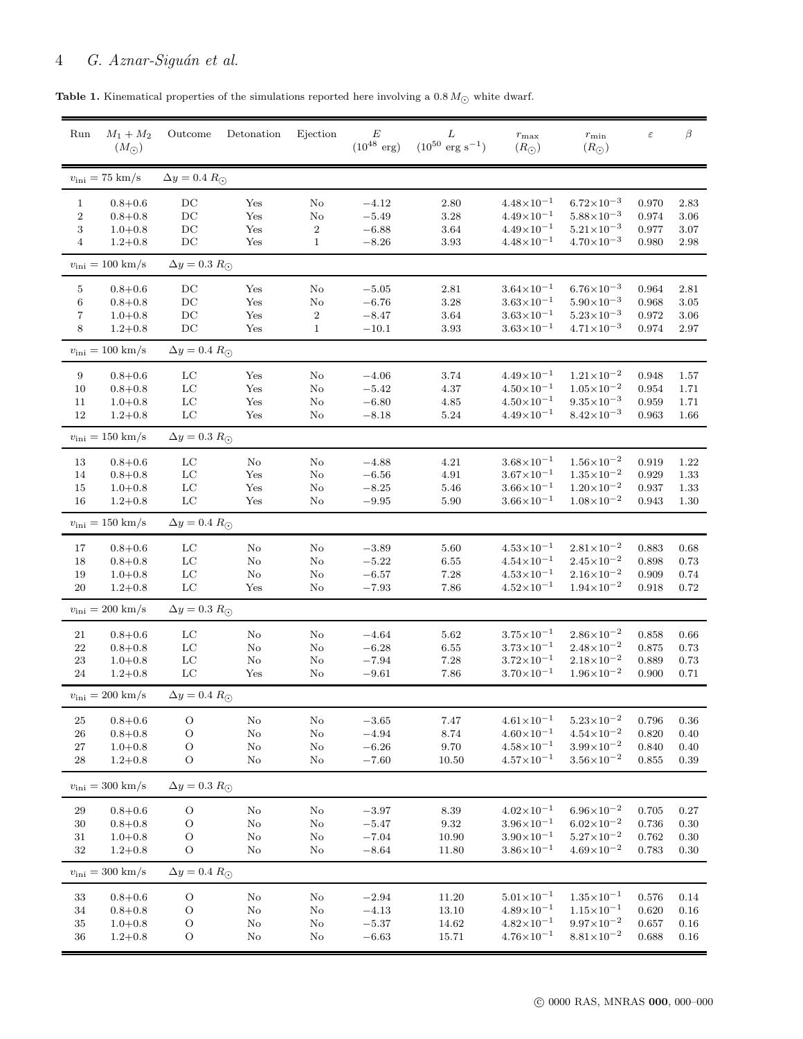**Table 1.** Kinematical properties of the simulations reported here involving a $0.8\,M_{\odot}$ white dwarf.

| Run | $M_1+M_2$ ($M_{\odot}$) | Outcome | Detonation | Ejection | $E$ ($10^{48}$ erg) | $L$ ($10^{50}$ erg s$^{-1}$) | $r_{\rm max}$ ($R_{\odot}$) | $r_{\rm min}$ ($R_{\odot}$) | $\varepsilon$ | $\beta$ |
|---|---|---|---|---|---|---|---|---|---|---|
| $v_{\rm ini}=75$ km/s | $\Delta y = 0.4\,R_{\odot}$ | | | | | | | | | |
| 1 | 0.8+0.6 | DC | Yes | No | $-4.12$ | 2.80 | $4.48{\times}10^{-1}$ | $6.72{\times}10^{-3}$ | 0.970 | 2.83 |
| 2 | 0.8+0.8 | DC | Yes | No | $-5.49$ | 3.28 | $4.49{\times}10^{-1}$ | $5.88{\times}10^{-3}$ | 0.974 | 3.06 |
| 3 | 1.0+0.8 | DC | Yes | 2 | $-6.88$ | 3.64 | $4.49{\times}10^{-1}$ | $5.21{\times}10^{-3}$ | 0.977 | 3.07 |
| 4 | 1.2+0.8 | DC | Yes | 1 | $-8.26$ | 3.93 | $4.48{\times}10^{-1}$ | $4.70{\times}10^{-3}$ | 0.980 | 2.98 |
| $v_{\rm ini}=100$ km/s | $\Delta y = 0.3\,R_{\odot}$ | | | | | | | | | |
| 5 | 0.8+0.6 | DC | Yes | No | $-5.05$ | 2.81 | $3.64{\times}10^{-1}$ | $6.76{\times}10^{-3}$ | 0.964 | 2.81 |
| 6 | 0.8+0.8 | DC | Yes | No | $-6.76$ | 3.28 | $3.63{\times}10^{-1}$ | $5.90{\times}10^{-3}$ | 0.968 | 3.05 |
| 7 | 1.0+0.8 | DC | Yes | 2 | $-8.47$ | 3.64 | $3.63{\times}10^{-1}$ | $5.23{\times}10^{-3}$ | 0.972 | 3.06 |
| 8 | 1.2+0.8 | DC | Yes | 1 | $-10.1$ | 3.93 | $3.63{\times}10^{-1}$ | $4.71{\times}10^{-3}$ | 0.974 | 2.97 |
| $v_{\rm ini}=100$ km/s | $\Delta y = 0.4\,R_{\odot}$ | | | | | | | | | |
| 9 | 0.8+0.6 | LC | Yes | No | $-4.06$ | 3.74 | $4.49{\times}10^{-1}$ | $1.21{\times}10^{-2}$ | 0.948 | 1.57 |
| 10 | 0.8+0.8 | LC | Yes | No | $-5.42$ | 4.37 | $4.50{\times}10^{-1}$ | $1.05{\times}10^{-2}$ | 0.954 | 1.71 |
| 11 | 1.0+0.8 | LC | Yes | No | $-6.80$ | 4.85 | $4.50{\times}10^{-1}$ | $9.35{\times}10^{-3}$ | 0.959 | 1.71 |
| 12 | 1.2+0.8 | LC | Yes | No | $-8.18$ | 5.24 | $4.49{\times}10^{-1}$ | $8.42{\times}10^{-3}$ | 0.963 | 1.66 |
| $v_{\rm ini}=150$ km/s | $\Delta y = 0.3\,R_{\odot}$ | | | | | | | | | |
| 13 | 0.8+0.6 | LC | No | No | $-4.88$ | 4.21 | $3.68{\times}10^{-1}$ | $1.56{\times}10^{-2}$ | 0.919 | 1.22 |
| 14 | 0.8+0.8 | LC | Yes | No | $-6.56$ | 4.91 | $3.67{\times}10^{-1}$ | $1.35{\times}10^{-2}$ | 0.929 | 1.33 |
| 15 | 1.0+0.8 | LC | Yes | No | $-8.25$ | 5.46 | $3.66{\times}10^{-1}$ | $1.20{\times}10^{-2}$ | 0.937 | 1.33 |
| 16 | 1.2+0.8 | LC | Yes | No | $-9.95$ | 5.90 | $3.66{\times}10^{-1}$ | $1.08{\times}10^{-2}$ | 0.943 | 1.30 |
| $v_{\rm ini}=150$ km/s | $\Delta y = 0.4\,R_{\odot}$ | | | | | | | | | |
| 17 | 0.8+0.6 | LC | No | No | $-3.89$ | 5.60 | $4.53{\times}10^{-1}$ | $2.81{\times}10^{-2}$ | 0.883 | 0.68 |
| 18 | 0.8+0.8 | LC | No | No | $-5.22$ | 6.55 | $4.54{\times}10^{-1}$ | $2.45{\times}10^{-2}$ | 0.898 | 0.73 |
| 19 | 1.0+0.8 | LC | No | No | $-6.57$ | 7.28 | $4.53{\times}10^{-1}$ | $2.16{\times}10^{-2}$ | 0.909 | 0.74 |
| 20 | 1.2+0.8 | LC | Yes | No | $-7.93$ | 7.86 | $4.52{\times}10^{-1}$ | $1.94{\times}10^{-2}$ | 0.918 | 0.72 |
| $v_{\rm ini}=200$ km/s | $\Delta y = 0.3\,R_{\odot}$ | | | | | | | | | |
| 21 | 0.8+0.6 | LC | No | No | $-4.64$ | 5.62 | $3.75{\times}10^{-1}$ | $2.86{\times}10^{-2}$ | 0.858 | 0.66 |
| 22 | 0.8+0.8 | LC | No | No | $-6.28$ | 6.55 | $3.73{\times}10^{-1}$ | $2.48{\times}10^{-2}$ | 0.875 | 0.73 |
| 23 | 1.0+0.8 | LC | No | No | $-7.94$ | 7.28 | $3.72{\times}10^{-1}$ | $2.18{\times}10^{-2}$ | 0.889 | 0.73 |
| 24 | 1.2+0.8 | LC | Yes | No | $-9.61$ | 7.86 | $3.70{\times}10^{-1}$ | $1.96{\times}10^{-2}$ | 0.900 | 0.71 |
| $v_{\rm ini}=200$ km/s | $\Delta y = 0.4\,R_{\odot}$ | | | | | | | | | |
| 25 | 0.8+0.6 | O | No | No | $-3.65$ | 7.47 | $4.61{\times}10^{-1}$ | $5.23{\times}10^{-2}$ | 0.796 | 0.36 |
| 26 | 0.8+0.8 | O | No | No | $-4.94$ | 8.74 | $4.60{\times}10^{-1}$ | $4.54{\times}10^{-2}$ | 0.820 | 0.40 |
| 27 | 1.0+0.8 | O | No | No | $-6.26$ | 9.70 | $4.58{\times}10^{-1}$ | $3.99{\times}10^{-2}$ | 0.840 | 0.40 |
| 28 | 1.2+0.8 | O | No | No | $-7.60$ | 10.50 | $4.57{\times}10^{-1}$ | $3.56{\times}10^{-2}$ | 0.855 | 0.39 |
| $v_{\rm ini}=300$ km/s | $\Delta y = 0.3\,R_{\odot}$ | | | | | | | | | |
| 29 | 0.8+0.6 | O | No | No | $-3.97$ | 8.39 | $4.02{\times}10^{-1}$ | $6.96{\times}10^{-2}$ | 0.705 | 0.27 |
| 30 | 0.8+0.8 | O | No | No | $-5.47$ | 9.32 | $3.96{\times}10^{-1}$ | $6.02{\times}10^{-2}$ | 0.736 | 0.30 |
| 31 | 1.0+0.8 | O | No | No | $-7.04$ | 10.90 | $3.90{\times}10^{-1}$ | $5.27{\times}10^{-2}$ | 0.762 | 0.30 |
| 32 | 1.2+0.8 | O | No | No | $-8.64$ | 11.80 | $3.86{\times}10^{-1}$ | $4.69{\times}10^{-2}$ | 0.783 | 0.30 |
| $v_{\rm ini}=300$ km/s | $\Delta y = 0.4\,R_{\odot}$ | | | | | | | | | |
| 33 | 0.8+0.6 | O | No | No | $-2.94$ | 11.20 | $5.01{\times}10^{-1}$ | $1.35{\times}10^{-1}$ | 0.576 | 0.14 |
| 34 | 0.8+0.8 | O | No | No | $-4.13$ | 13.10 | $4.89{\times}10^{-1}$ | $1.15{\times}10^{-1}$ | 0.620 | 0.16 |
| 35 | 1.0+0.8 | O | No | No | $-5.37$ | 14.62 | $4.82{\times}10^{-1}$ | $9.97{\times}10^{-2}$ | 0.657 | 0.16 |
| 36 | 1.2+0.8 | O | No | No | $-6.63$ | 15.71 | $4.76{\times}10^{-1}$ | $8.81{\times}10^{-2}$ | 0.688 | 0.16 |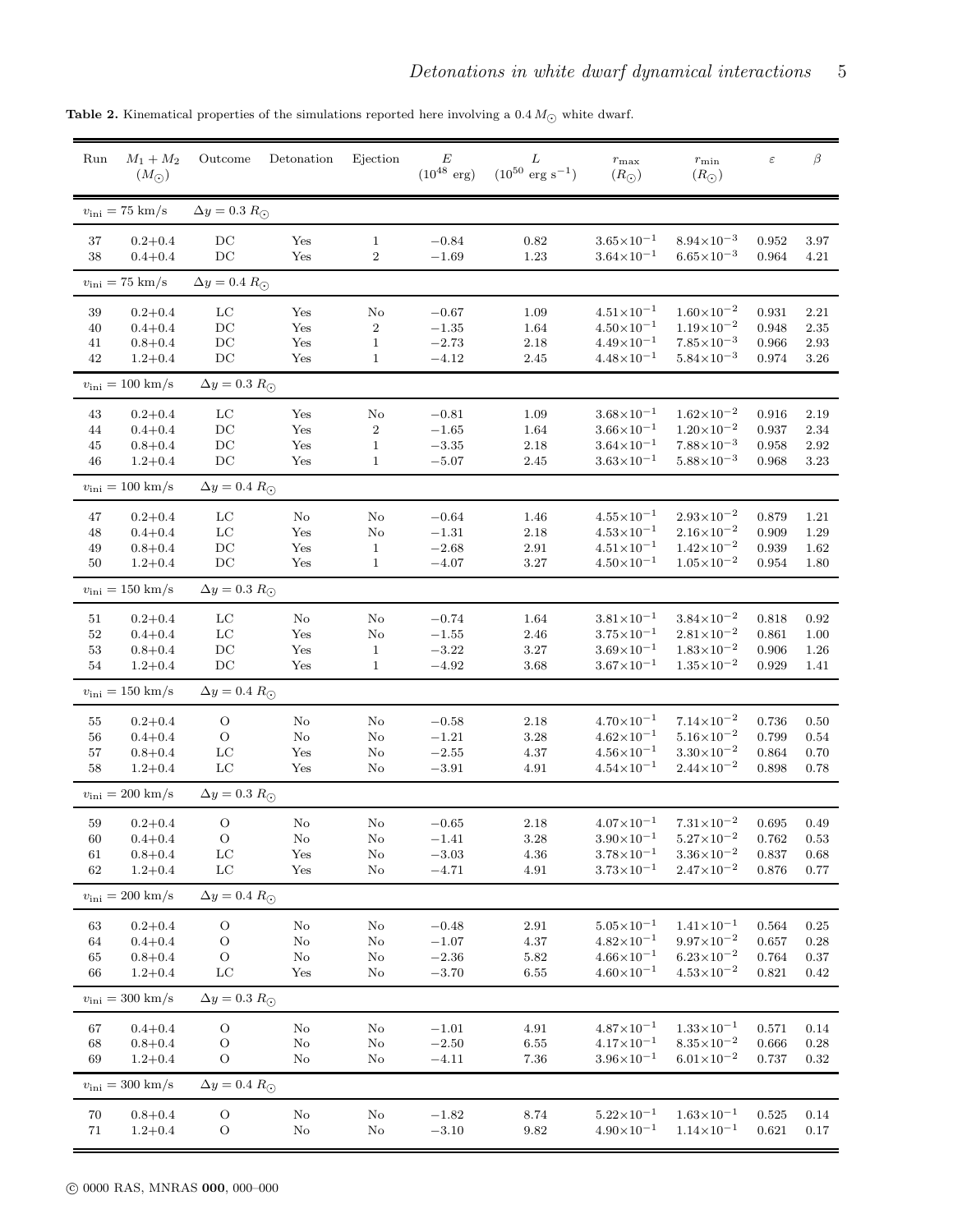**Table 2.** Kinematical properties of the simulations reported here involving a $0.4\,M_{\odot}$ white dwarf.

| Run | $M_1 + M_2$ ($M_{\odot}$) | Outcome | Detonation | Ejection | $E$ ($10^{48}$ erg) | $L$ ($10^{50}$ erg s$^{-1}$) | $r_{\rm max}$ ($R_{\odot}$) | $r_{\rm min}$ ($R_{\odot}$) | $\varepsilon$ | $\beta$ |
|---|---|---|---|---|---|---|---|---|---|---|
| $v_{\rm ini} = 75$ km/s | $\Delta y = 0.3\ R_{\odot}$ | | | | | | | | | |
| 37 | 0.2+0.4 | DC | Yes | 1 | $-0.84$ | 0.82 | $3.65{\times}10^{-1}$ | $8.94{\times}10^{-3}$ | 0.952 | 3.97 |
| 38 | 0.4+0.4 | DC | Yes | 2 | $-1.69$ | 1.23 | $3.64{\times}10^{-1}$ | $6.65{\times}10^{-3}$ | 0.964 | 4.21 |
| $v_{\rm ini} = 75$ km/s | $\Delta y = 0.4\ R_{\odot}$ | | | | | | | | | |
| 39 | 0.2+0.4 | LC | Yes | No | $-0.67$ | 1.09 | $4.51{\times}10^{-1}$ | $1.60{\times}10^{-2}$ | 0.931 | 2.21 |
| 40 | 0.4+0.4 | DC | Yes | 2 | $-1.35$ | 1.64 | $4.50{\times}10^{-1}$ | $1.19{\times}10^{-2}$ | 0.948 | 2.35 |
| 41 | 0.8+0.4 | DC | Yes | 1 | $-2.73$ | 2.18 | $4.49{\times}10^{-1}$ | $7.85{\times}10^{-3}$ | 0.966 | 2.93 |
| 42 | 1.2+0.4 | DC | Yes | 1 | $-4.12$ | 2.45 | $4.48{\times}10^{-1}$ | $5.84{\times}10^{-3}$ | 0.974 | 3.26 |
| $v_{\rm ini} = 100$ km/s | $\Delta y = 0.3\ R_{\odot}$ | | | | | | | | | |
| 43 | 0.2+0.4 | LC | Yes | No | $-0.81$ | 1.09 | $3.68{\times}10^{-1}$ | $1.62{\times}10^{-2}$ | 0.916 | 2.19 |
| 44 | 0.4+0.4 | DC | Yes | 2 | $-1.65$ | 1.64 | $3.66{\times}10^{-1}$ | $1.20{\times}10^{-2}$ | 0.937 | 2.34 |
| 45 | 0.8+0.4 | DC | Yes | 1 | $-3.35$ | 2.18 | $3.64{\times}10^{-1}$ | $7.88{\times}10^{-3}$ | 0.958 | 2.92 |
| 46 | 1.2+0.4 | DC | Yes | 1 | $-5.07$ | 2.45 | $3.63{\times}10^{-1}$ | $5.88{\times}10^{-3}$ | 0.968 | 3.23 |
| $v_{\rm ini} = 100$ km/s | $\Delta y = 0.4\ R_{\odot}$ | | | | | | | | | |
| 47 | 0.2+0.4 | LC | No | No | $-0.64$ | 1.46 | $4.55{\times}10^{-1}$ | $2.93{\times}10^{-2}$ | 0.879 | 1.21 |
| 48 | 0.4+0.4 | LC | Yes | No | $-1.31$ | 2.18 | $4.53{\times}10^{-1}$ | $2.16{\times}10^{-2}$ | 0.909 | 1.29 |
| 49 | 0.8+0.4 | DC | Yes | 1 | $-2.68$ | 2.91 | $4.51{\times}10^{-1}$ | $1.42{\times}10^{-2}$ | 0.939 | 1.62 |
| 50 | 1.2+0.4 | DC | Yes | 1 | $-4.07$ | 3.27 | $4.50{\times}10^{-1}$ | $1.05{\times}10^{-2}$ | 0.954 | 1.80 |
| $v_{\rm ini} = 150$ km/s | $\Delta y = 0.3\ R_{\odot}$ | | | | | | | | | |
| 51 | 0.2+0.4 | LC | No | No | $-0.74$ | 1.64 | $3.81{\times}10^{-1}$ | $3.84{\times}10^{-2}$ | 0.818 | 0.92 |
| 52 | 0.4+0.4 | LC | Yes | No | $-1.55$ | 2.46 | $3.75{\times}10^{-1}$ | $2.81{\times}10^{-2}$ | 0.861 | 1.00 |
| 53 | 0.8+0.4 | DC | Yes | 1 | $-3.22$ | 3.27 | $3.69{\times}10^{-1}$ | $1.83{\times}10^{-2}$ | 0.906 | 1.26 |
| 54 | 1.2+0.4 | DC | Yes | 1 | $-4.92$ | 3.68 | $3.67{\times}10^{-1}$ | $1.35{\times}10^{-2}$ | 0.929 | 1.41 |
| $v_{\rm ini} = 150$ km/s | $\Delta y = 0.4\ R_{\odot}$ | | | | | | | | | |
| 55 | 0.2+0.4 | O | No | No | $-0.58$ | 2.18 | $4.70{\times}10^{-1}$ | $7.14{\times}10^{-2}$ | 0.736 | 0.50 |
| 56 | 0.4+0.4 | O | No | No | $-1.21$ | 3.28 | $4.62{\times}10^{-1}$ | $5.16{\times}10^{-2}$ | 0.799 | 0.54 |
| 57 | 0.8+0.4 | LC | Yes | No | $-2.55$ | 4.37 | $4.56{\times}10^{-1}$ | $3.30{\times}10^{-2}$ | 0.864 | 0.70 |
| 58 | 1.2+0.4 | LC | Yes | No | $-3.91$ | 4.91 | $4.54{\times}10^{-1}$ | $2.44{\times}10^{-2}$ | 0.898 | 0.78 |
| $v_{\rm ini} = 200$ km/s | $\Delta y = 0.3\ R_{\odot}$ | | | | | | | | | |
| 59 | 0.2+0.4 | O | No | No | $-0.65$ | 2.18 | $4.07{\times}10^{-1}$ | $7.31{\times}10^{-2}$ | 0.695 | 0.49 |
| 60 | 0.4+0.4 | O | No | No | $-1.41$ | 3.28 | $3.90{\times}10^{-1}$ | $5.27{\times}10^{-2}$ | 0.762 | 0.53 |
| 61 | 0.8+0.4 | LC | Yes | No | $-3.03$ | 4.36 | $3.78{\times}10^{-1}$ | $3.36{\times}10^{-2}$ | 0.837 | 0.68 |
| 62 | 1.2+0.4 | LC | Yes | No | $-4.71$ | 4.91 | $3.73{\times}10^{-1}$ | $2.47{\times}10^{-2}$ | 0.876 | 0.77 |
| $v_{\rm ini} = 200$ km/s | $\Delta y = 0.4\ R_{\odot}$ | | | | | | | | | |
| 63 | 0.2+0.4 | O | No | No | $-0.48$ | 2.91 | $5.05{\times}10^{-1}$ | $1.41{\times}10^{-1}$ | 0.564 | 0.25 |
| 64 | 0.4+0.4 | O | No | No | $-1.07$ | 4.37 | $4.82{\times}10^{-1}$ | $9.97{\times}10^{-2}$ | 0.657 | 0.28 |
| 65 | 0.8+0.4 | O | No | No | $-2.36$ | 5.82 | $4.66{\times}10^{-1}$ | $6.23{\times}10^{-2}$ | 0.764 | 0.37 |
| 66 | 1.2+0.4 | LC | Yes | No | $-3.70$ | 6.55 | $4.60{\times}10^{-1}$ | $4.53{\times}10^{-2}$ | 0.821 | 0.42 |
| $v_{\rm ini} = 300$ km/s | $\Delta y = 0.3\ R_{\odot}$ | | | | | | | | | |
| 67 | 0.4+0.4 | O | No | No | $-1.01$ | 4.91 | $4.87{\times}10^{-1}$ | $1.33{\times}10^{-1}$ | 0.571 | 0.14 |
| 68 | 0.8+0.4 | O | No | No | $-2.50$ | 6.55 | $4.17{\times}10^{-1}$ | $8.35{\times}10^{-2}$ | 0.666 | 0.28 |
| 69 | 1.2+0.4 | O | No | No | $-4.11$ | 7.36 | $3.96{\times}10^{-1}$ | $6.01{\times}10^{-2}$ | 0.737 | 0.32 |
| $v_{\rm ini} = 300$ km/s | $\Delta y = 0.4\ R_{\odot}$ | | | | | | | | | |
| 70 | 0.8+0.4 | O | No | No | $-1.82$ | 8.74 | $5.22{\times}10^{-1}$ | $1.63{\times}10^{-1}$ | 0.525 | 0.14 |
| 71 | 1.2+0.4 | O | No | No | $-3.10$ | 9.82 | $4.90{\times}10^{-1}$ | $1.14{\times}10^{-1}$ | 0.621 | 0.17 |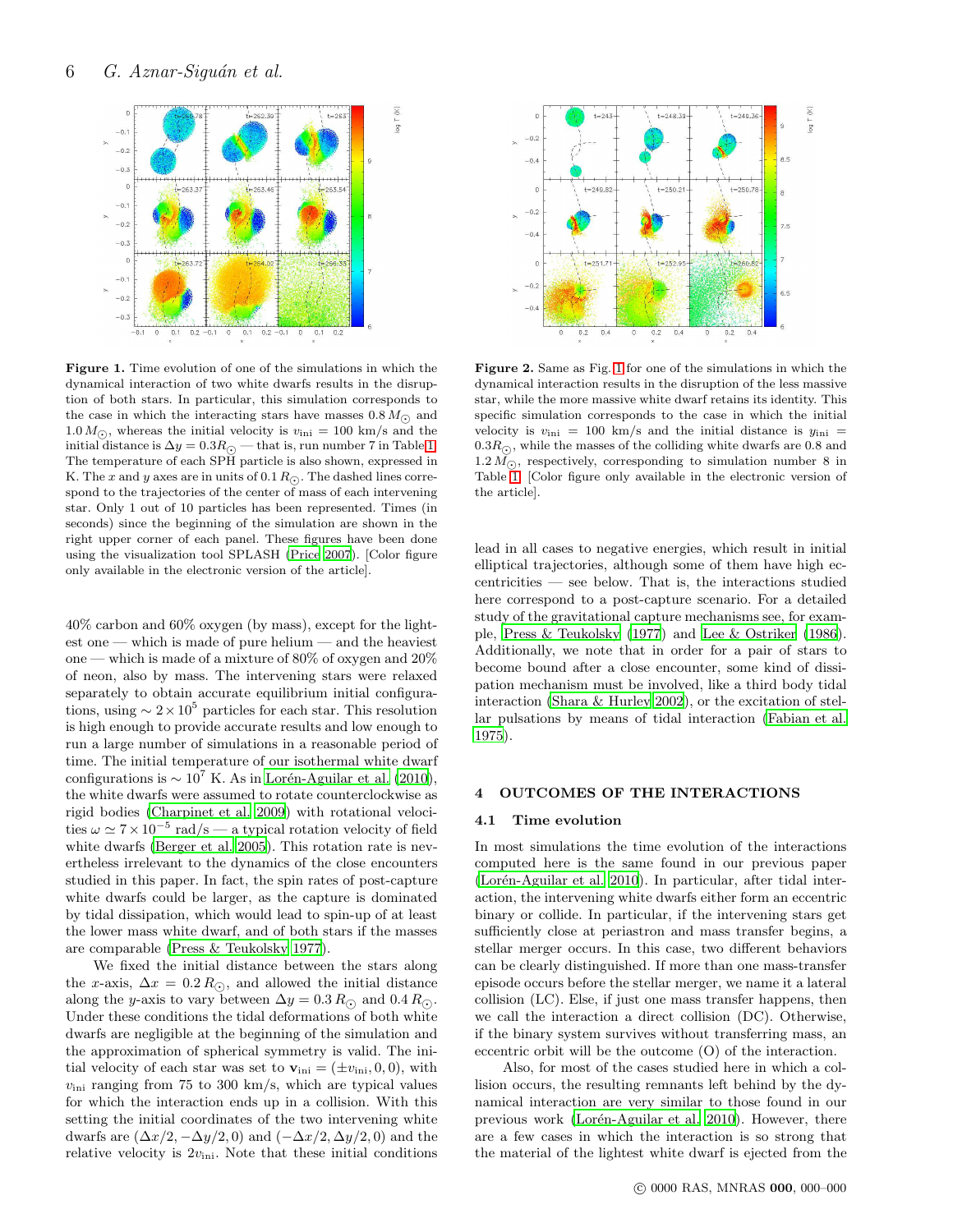**Figure 1.** Time evolution of one of the simulations in which the dynamical interaction of two white dwarfs results in the disruption of both stars. In particular, this simulation corresponds to the case in which the interacting stars have masses $0.8\,M_{\odot}$ and $1.0\,M_{\odot}$, whereas the initial velocity is $v_{\rm ini} = 100$ km/s and the initial distance is $\Delta y = 0.3 R_{\odot}$ — that is, run number 7 in Table 1. The temperature of each SPH particle is also shown, expressed in K. The $x$ and $y$ axes are in units of $0.1\,R_{\odot}$. The dashed lines correspond to the trajectories of the center of mass of each intervening star. Only 1 out of 10 particles has been represented. Times (in seconds) since the beginning of the simulation are shown in the right upper corner of each panel. These figures have been done using the visualization tool SPLASH (Price 2007). [Color figure only available in the electronic version of the article].

**Figure 2.** Same as Fig. 1 for one of the simulations in which the dynamical interaction results in the disruption of the less massive star, while the more massive white dwarf retains its identity. This specific simulation corresponds to the case in which the initial velocity is $v_{\rm ini} = 100$ km/s and the initial distance is $y_{\rm ini} = 0.3 R_{\odot}$, while the masses of the colliding white dwarfs are 0.8 and $1.2\,M_{\odot}$, respectively, corresponding to simulation number 8 in Table 1. [Color figure only available in the electronic version of the article].

40% carbon and 60% oxygen (by mass), except for the lightest one — which is made of pure helium — and the heaviest one — which is made of a mixture of 80% of oxygen and 20% of neon, also by mass. The intervening stars were relaxed separately to obtain accurate equilibrium initial configurations, using $\sim 2 \times 10^5$ particles for each star. This resolution is high enough to provide accurate results and low enough to run a large number of simulations in a reasonable period of time. The initial temperature of our isothermal white dwarf configurations is $\sim 10^7$ K. As in Lorén-Aguilar et al. (2010), the white dwarfs were assumed to rotate counterclockwise as rigid bodies (Charpinet et al. 2009) with rotational velocities $\omega \simeq 7 \times 10^{-5}$ rad/s — a typical rotation velocity of field white dwarfs (Berger et al. 2005). This rotation rate is nevertheless irrelevant to the dynamics of the close encounters studied in this paper. In fact, the spin rates of post-capture white dwarfs could be larger, as the capture is dominated by tidal dissipation, which would lead to spin-up of at least the lower mass white dwarf, and of both stars if the masses are comparable (Press & Teukolsky 1977).

We fixed the initial distance between the stars along the $x$-axis, $\Delta x = 0.2\,R_{\odot}$, and allowed the initial distance along the $y$-axis to vary between $\Delta y = 0.3\,R_{\odot}$ and $0.4\,R_{\odot}$. Under these conditions the tidal deformations of both white dwarfs are negligible at the beginning of the simulation and the approximation of spherical symmetry is valid. The initial velocity of each star was set to $\mathbf{v}_{\rm ini} = (\pm v_{\rm ini}, 0, 0)$, with $v_{\rm ini}$ ranging from 75 to 300 km/s, which are typical values for which the interaction ends up in a collision. With this setting the initial coordinates of the two intervening white dwarfs are $(\Delta x/2, -\Delta y/2, 0)$ and $(-\Delta x/2, \Delta y/2, 0)$ and the relative velocity is $2v_{\rm ini}$. Note that these initial conditions lead in all cases to negative energies, which result in initial elliptical trajectories, although some of them have high eccentricities — see below. That is, the interactions studied here correspond to a post-capture scenario. For a detailed study of the gravitational capture mechanisms see, for example, Press & Teukolsky (1977) and Lee & Ostriker (1986). Additionally, we note that in order for a pair of stars to become bound after a close encounter, some kind of dissipation mechanism must be involved, like a third body tidal interaction (Shara & Hurley 2002), or the excitation of stellar pulsations by means of tidal interaction (Fabian et al. 1975).

## 4 OUTCOMES OF THE INTERACTIONS

### 4.1 Time evolution

In most simulations the time evolution of the interactions computed here is the same found in our previous paper (Lorén-Aguilar et al. 2010). In particular, after tidal interaction, the intervening white dwarfs either form an eccentric binary or collide. In particular, if the intervening stars get sufficiently close at periastron and mass transfer begins, a stellar merger occurs. In this case, two different behaviors can be clearly distinguished. If more than one mass-transfer episode occurs before the stellar merger, we name it a lateral collision (LC). Else, if just one mass transfer happens, then we call the interaction a direct collision (DC). Otherwise, if the binary system survives without transferring mass, an eccentric orbit will be the outcome (O) of the interaction.

Also, for most of the cases studied here in which a collision occurs, the resulting remnants left behind by the dynamical interaction are very similar to those found in our previous work (Lorén-Aguilar et al. 2010). However, there are a few cases in which the interaction is so strong that the material of the lightest white dwarf is ejected from the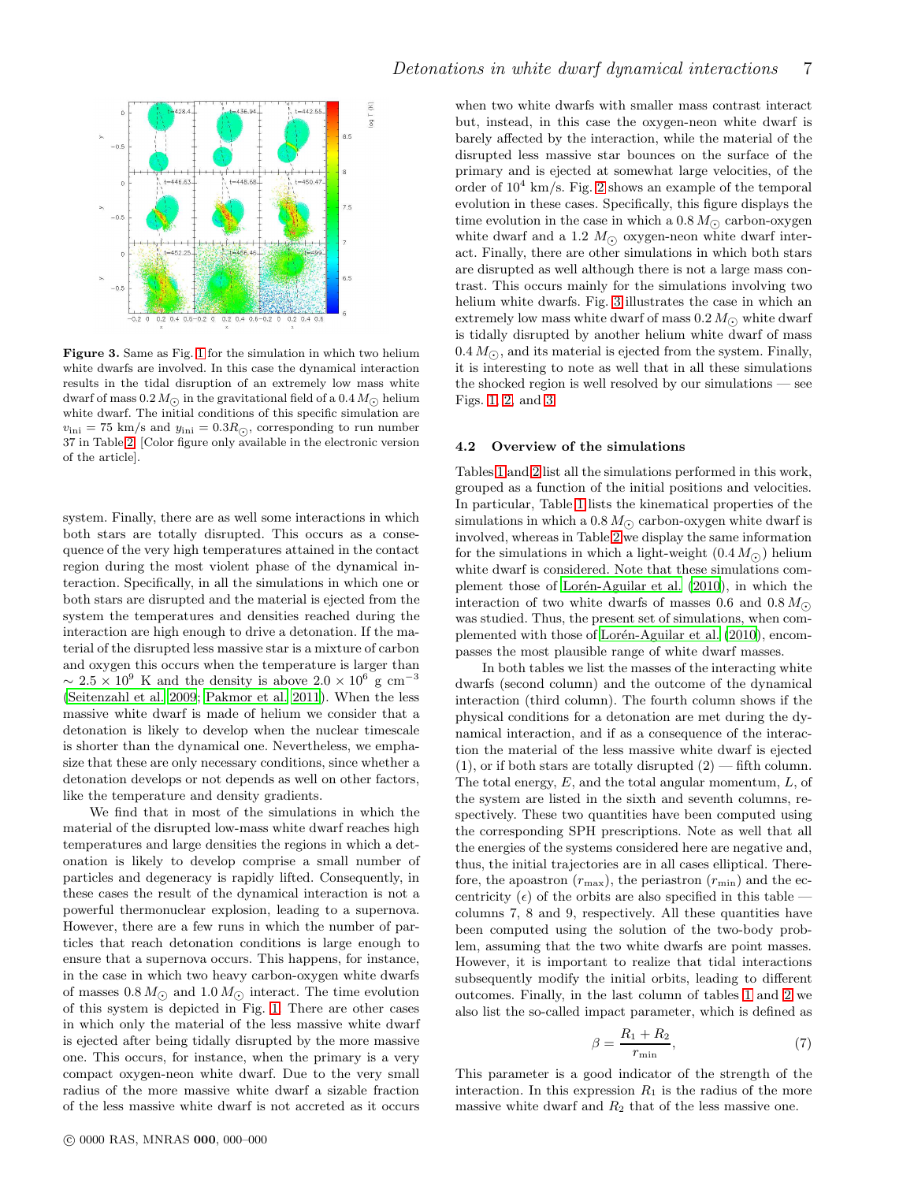**Figure 3.** Same as Fig. 1 for the simulation in which two helium white dwarfs are involved. In this case the dynamical interaction results in the tidal disruption of an extremely low mass white dwarf of mass $0.2\,M_{\odot}$ in the gravitational field of a $0.4\,M_{\odot}$ helium white dwarf. The initial conditions of this specific simulation are $v_{\rm ini} = 75$ km/s and $y_{\rm ini} = 0.3R_{\odot}$, corresponding to run number 37 in Table 2. [Color figure only available in the electronic version of the article].

system. Finally, there are as well some interactions in which both stars are totally disrupted. This occurs as a consequence of the very high temperatures attained in the contact region during the most violent phase of the dynamical interaction. Specifically, in all the simulations in which one or both stars are disrupted and the material is ejected from the system the temperatures and densities reached during the interaction are high enough to drive a detonation. If the material of the disrupted less massive star is a mixture of carbon and oxygen this occurs when the temperature is larger than $\sim 2.5 \times 10^{9}$ K and the density is above $2.0 \times 10^{6}$ g cm$^{-3}$ (Seitenzahl et al. 2009; Pakmor et al. 2011). When the less massive white dwarf is made of helium we consider that a detonation is likely to develop when the nuclear timescale is shorter than the dynamical one. Nevertheless, we emphasize that these are only necessary conditions, since whether a detonation develops or not depends as well on other factors, like the temperature and density gradients.

We find that in most of the simulations in which the material of the disrupted low-mass white dwarf reaches high temperatures and large densities the regions in which a detonation is likely to develop comprise a small number of particles and degeneracy is rapidly lifted. Consequently, in these cases the result of the dynamical interaction is not a powerful thermonuclear explosion, leading to a supernova. However, there are a few runs in which the number of particles that reach detonation conditions is large enough to ensure that a supernova occurs. This happens, for instance, in the case in which two heavy carbon-oxygen white dwarfs of masses $0.8\,M_{\odot}$ and $1.0\,M_{\odot}$ interact. The time evolution of this system is depicted in Fig. 1. There are other cases in which only the material of the less massive white dwarf is ejected after being tidally disrupted by the more massive one. This occurs, for instance, when the primary is a very compact oxygen-neon white dwarf. Due to the very small radius of the more massive white dwarf a sizable fraction of the less massive white dwarf is not accreted as it occurs when two white dwarfs with smaller mass contrast interact but, instead, in this case the oxygen-neon white dwarf is barely affected by the interaction, while the material of the disrupted less massive star bounces on the surface of the primary and is ejected at somewhat large velocities, of the order of $10^{4}$ km/s. Fig. 2 shows an example of the temporal evolution in these cases. Specifically, this figure displays the time evolution in the case in which a $0.8\,M_{\odot}$ carbon-oxygen white dwarf and a $1.2\,M_{\odot}$ oxygen-neon white dwarf interact. Finally, there are other simulations in which both stars are disrupted as well although there is not a large mass contrast. This occurs mainly for the simulations involving two helium white dwarfs. Fig. 3 illustrates the case in which an extremely low mass white dwarf of mass $0.2\,M_{\odot}$ white dwarf is tidally disrupted by another helium white dwarf of mass $0.4\,M_{\odot}$, and its material is ejected from the system. Finally, it is interesting to note as well that in all these simulations the shocked region is well resolved by our simulations — see Figs. 1, 2, and 3.

### 4.2 Overview of the simulations

Tables 1 and 2 list all the simulations performed in this work, grouped as a function of the initial positions and velocities. In particular, Table 1 lists the kinematical properties of the simulations in which a $0.8\,M_{\odot}$ carbon-oxygen white dwarf is involved, whereas in Table 2 we display the same information for the simulations in which a light-weight ($0.4\,M_{\odot}$) helium white dwarf is considered. Note that these simulations complement those of Lorén-Aguilar et al. (2010), in which the interaction of two white dwarfs of masses 0.6 and $0.8\,M_{\odot}$ was studied. Thus, the present set of simulations, when complemented with those of Lorén-Aguilar et al. (2010), encompasses the most plausible range of white dwarf masses.

In both tables we list the masses of the interacting white dwarfs (second column) and the outcome of the dynamical interaction (third column). The fourth column shows if the physical conditions for a detonation are met during the dynamical interaction, and if as a consequence of the interaction the material of the less massive white dwarf is ejected (1), or if both stars are totally disrupted (2) — fifth column. The total energy, $E$, and the total angular momentum, $L$, of the system are listed in the sixth and seventh columns, respectively. These two quantities have been computed using the corresponding SPH prescriptions. Note as well that all the energies of the systems considered here are negative and, thus, the initial trajectories are in all cases elliptical. Therefore, the apoastron ($r_{\rm max}$), the periastron ($r_{\rm min}$) and the eccentricity ($\epsilon$) of the orbits are also specified in this table — columns 7, 8 and 9, respectively. All these quantities have been computed using the solution of the two-body problem, assuming that the two white dwarfs are point masses. However, it is important to realize that tidal interactions subsequently modify the initial orbits, leading to different outcomes. Finally, in the last column of tables 1 and 2 we also list the so-called impact parameter, which is defined as

$$\beta = \frac{R_1 + R_2}{r_{\rm min}}, \tag{7}$$

This parameter is a good indicator of the strength of the interaction. In this expression $R_1$ is the radius of the more massive white dwarf and $R_2$ that of the less massive one.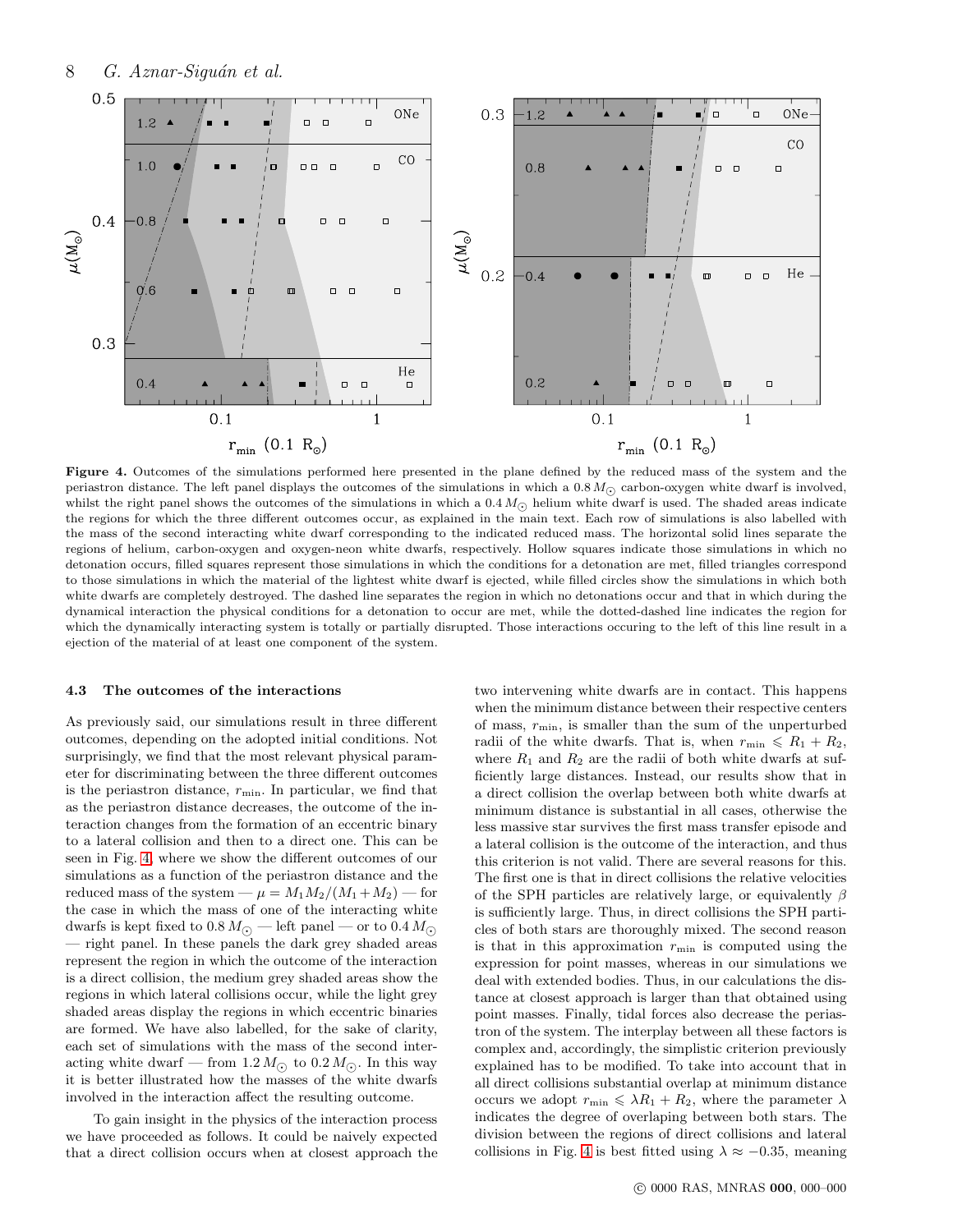**Figure 4.** Outcomes of the simulations performed here presented in the plane defined by the reduced mass of the system and the periastron distance. The left panel displays the outcomes of the simulations in which a $0.8\,M_{\odot}$ carbon-oxygen white dwarf is involved, whilst the right panel shows the outcomes of the simulations in which a $0.4\,M_{\odot}$ helium white dwarf is used. The shaded areas indicate the regions for which the three different outcomes occur, as explained in the main text. Each row of simulations is also labelled with the mass of the second interacting white dwarf corresponding to the indicated reduced mass. The horizontal solid lines separate the regions of helium, carbon-oxygen and oxygen-neon white dwarfs, respectively. Hollow squares indicate those simulations in which no detonation occurs, filled squares represent those simulations in which the conditions for a detonation are met, filled triangles correspond to those simulations in which the material of the lightest white dwarf is ejected, while filled circles show the simulations in which both white dwarfs are completely destroyed. The dashed line separates the region in which no detonations occur and that in which during the dynamical interaction the physical conditions for a detonation to occur are met, while the dotted-dashed line indicates the region for which the dynamically interacting system is totally or partially disrupted. Those interactions occuring to the left of this line result in a ejection of the material of at least one component of the system.

### 4.3 The outcomes of the interactions

As previously said, our simulations result in three different outcomes, depending on the adopted initial conditions. Not surprisingly, we find that the most relevant physical parameter for discriminating between the three different outcomes is the periastron distance, $r_{\rm min}$. In particular, we find that as the periastron distance decreases, the outcome of the interaction changes from the formation of an eccentric binary to a lateral collision and then to a direct one. This can be seen in Fig. 4, where we show the different outcomes of our simulations as a function of the periastron distance and the reduced mass of the system — $\mu = M_1M_2/(M_1+M_2)$ — for the case in which the mass of one of the interacting white dwarfs is kept fixed to $0.8\,M_{\odot}$ — left panel — or to $0.4\,M_{\odot}$ — right panel. In these panels the dark grey shaded areas represent the region in which the outcome of the interaction is a direct collision, the medium grey shaded areas show the regions in which lateral collisions occur, while the light grey shaded areas display the regions in which eccentric binaries are formed. We have also labelled, for the sake of clarity, each set of simulations with the mass of the second interacting white dwarf — from $1.2\,M_{\odot}$ to $0.2\,M_{\odot}$. In this way it is better illustrated how the masses of the white dwarfs involved in the interaction affect the resulting outcome.

To gain insight in the physics of the interaction process we have proceeded as follows. It could be naively expected that a direct collision occurs when at closest approach the two intervening white dwarfs are in contact. This happens when the minimum distance between their respective centers of mass, $r_{\rm min}$, is smaller than the sum of the unperturbed radii of the white dwarfs. That is, when $r_{\rm min} \leqslant R_1 + R_2$, where $R_1$ and $R_2$ are the radii of both white dwarfs at sufficiently large distances. Instead, our results show that in a direct collision the overlap between both white dwarfs at minimum distance is substantial in all cases, otherwise the less massive star survives the first mass transfer episode and a lateral collision is the outcome of the interaction, and thus this criterion is not valid. There are several reasons for this. The first one is that in direct collisions the relative velocities of the SPH particles are relatively large, or equivalently $\beta$ is sufficiently large. Thus, in direct collisions the SPH particles of both stars are thoroughly mixed. The second reason is that in this approximation $r_{\rm min}$ is computed using the expression for point masses, whereas in our simulations we deal with extended bodies. Thus, in our calculations the distance at closest approach is larger than that obtained using point masses. Finally, tidal forces also decrease the periastron of the system. The interplay between all these factors is complex and, accordingly, the simplistic criterion previously explained has to be modified. To take into account that in all direct collisions substantial overlap at minimum distance occurs we adopt $r_{\rm min} \leqslant \lambda R_1 + R_2$, where the parameter $\lambda$ indicates the degree of overlaping between both stars. The division between the regions of direct collisions and lateral collisions in Fig. 4 is best fitted using $\lambda \approx -0.35$, meaning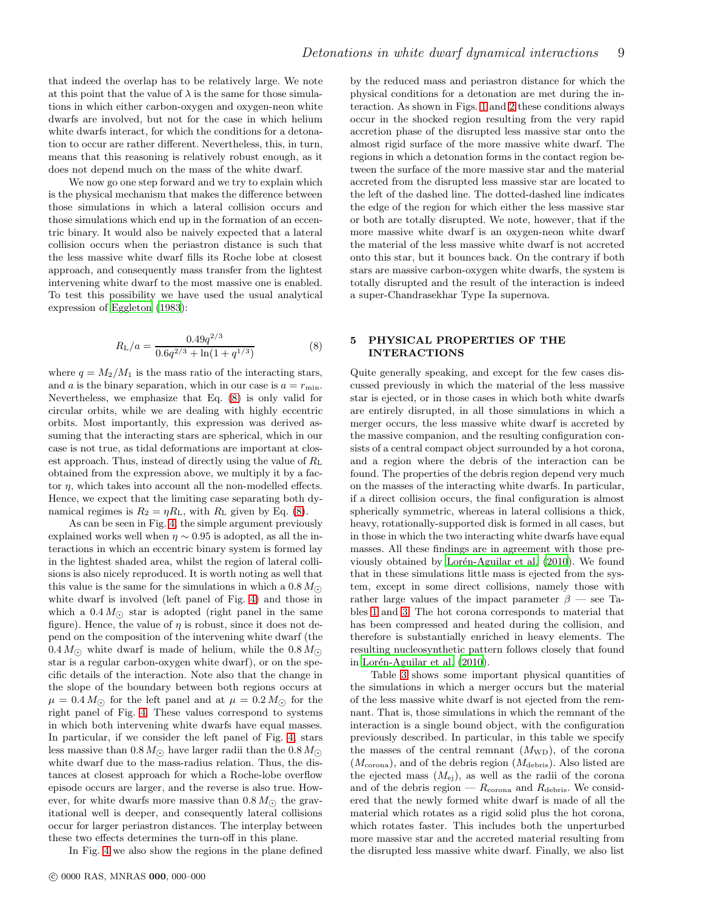that indeed the overlap has to be relatively large. We note at this point that the value of $\lambda$ is the same for those simulations in which either carbon-oxygen and oxygen-neon white dwarfs are involved, but not for the case in which helium white dwarfs interact, for which the conditions for a detonation to occur are rather different. Nevertheless, this, in turn, means that this reasoning is relatively robust enough, as it does not depend much on the mass of the white dwarf.

We now go one step forward and we try to explain which is the physical mechanism that makes the difference between those simulations in which a lateral collision occurs and those simulations which end up in the formation of an eccentric binary. It would also be naively expected that a lateral collision occurs when the periastron distance is such that the less massive white dwarf fills its Roche lobe at closest approach, and consequently mass transfer from the lightest intervening white dwarf to the most massive one is enabled. To test this possibility we have used the usual analytical expression of Eggleton (1983):

$$R_{\rm L}/a = \frac{0.49q^{2/3}}{0.6q^{2/3} + \ln(1+q^{1/3})} \tag{8}$$

where $q = M_2/M_1$ is the mass ratio of the interacting stars, and $a$ is the binary separation, which in our case is $a = r_{\rm min}$. Nevertheless, we emphasize that Eq. (8) is only valid for circular orbits, while we are dealing with highly eccentric orbits. Most importantly, this expression was derived assuming that the interacting stars are spherical, which in our case is not true, as tidal deformations are important at closest approach. Thus, instead of directly using the value of $R_{\rm L}$ obtained from the expression above, we multiply it by a factor $\eta$, which takes into account all the non-modelled effects. Hence, we expect that the limiting case separating both dynamical regimes is $R_2 = \eta R_{\rm L}$, with $R_{\rm L}$ given by Eq. (8).

As can be seen in Fig. 4, the simple argument previously explained works well when $\eta \sim 0.95$ is adopted, as all the interactions in which an eccentric binary system is formed lay in the lightest shaded area, whilst the region of lateral collisions is also nicely reproduced. It is worth noting as well that this value is the same for the simulations in which a $0.8\,M_{\odot}$ white dwarf is involved (left panel of Fig. 4) and those in which a $0.4\,M_{\odot}$ star is adopted (right panel in the same figure). Hence, the value of $\eta$ is robust, since it does not depend on the composition of the intervening white dwarf (the $0.4\,M_{\odot}$ white dwarf is made of helium, while the $0.8\,M_{\odot}$ star is a regular carbon-oxygen white dwarf), or on the specific details of the interaction. Note also that the change in the slope of the boundary between both regions occurs at $\mu = 0.4\,M_{\odot}$ for the left panel and at $\mu = 0.2\,M_{\odot}$ for the right panel of Fig. 4. These values correspond to systems in which both intervening white dwarfs have equal masses. In particular, if we consider the left panel of Fig. 4, stars less massive than $0.8\,M_{\odot}$ have larger radii than the $0.8\,M_{\odot}$ white dwarf due to the mass-radius relation. Thus, the distances at closest approach for which a Roche-lobe overflow episode occurs are larger, and the reverse is also true. However, for white dwarfs more massive than $0.8\,M_{\odot}$ the gravitational well is deeper, and consequently lateral collisions occur for larger periastron distances. The interplay between these two effects determines the turn-off in this plane.

In Fig. 4 we also show the regions in the plane defined by the reduced mass and periastron distance for which the physical conditions for a detonation are met during the interaction. As shown in Figs. 1 and 2 these conditions always occur in the shocked region resulting from the very rapid accretion phase of the disrupted less massive star onto the almost rigid surface of the more massive white dwarf. The regions in which a detonation forms in the contact region between the surface of the more massive star and the material accreted from the disrupted less massive star are located to the left of the dashed line. The dotted-dashed line indicates the edge of the region for which either the less massive star or both are totally disrupted. We note, however, that if the more massive white dwarf is an oxygen-neon white dwarf the material of the less massive white dwarf is not accreted onto this star, but it bounces back. On the contrary if both stars are massive carbon-oxygen white dwarfs, the system is totally disrupted and the result of the interaction is indeed a super-Chandrasekhar Type Ia supernova.

## 5 PHYSICAL PROPERTIES OF THE INTERACTIONS

Quite generally speaking, and except for the few cases discussed previously in which the material of the less massive star is ejected, or in those cases in which both white dwarfs are entirely disrupted, in all those simulations in which a merger occurs, the less massive white dwarf is accreted by the massive companion, and the resulting configuration consists of a central compact object surrounded by a hot corona, and a region where the debris of the interaction can be found. The properties of the debris region depend very much on the masses of the interacting white dwarfs. In particular, if a direct collision occurs, the final configuration is almost spherically symmetric, whereas in lateral collisions a thick, heavy, rotationally-supported disk is formed in all cases, but in those in which the two interacting white dwarfs have equal masses. All these findings are in agreement with those previously obtained by Lorén-Aguilar et al. (2010). We found that in these simulations little mass is ejected from the system, except in some direct collisions, namely those with rather large values of the impact parameter $\beta$ — see Tables 1 and 3. The hot corona corresponds to material that has been compressed and heated during the collision, and therefore is substantially enriched in heavy elements. The resulting nucleosynthetic pattern follows closely that found in Lorén-Aguilar et al. (2010).

Table 3 shows some important physical quantities of the simulations in which a merger occurs but the material of the less massive white dwarf is not ejected from the remnant. That is, those simulations in which the remnant of the interaction is a single bound object, with the configuration previously described. In particular, in this table we specify the masses of the central remnant ($M_{\rm WD}$), of the corona ($M_{\rm corona}$), and of the debris region ($M_{\rm debris}$). Also listed are the ejected mass ($M_{\rm ej}$), as well as the radii of the corona and of the debris region — $R_{\rm corona}$ and $R_{\rm debris}$. We considered that the newly formed white dwarf is made of all the material which rotates as a rigid solid plus the hot corona, which rotates faster. This includes both the unperturbed more massive star and the accreted material resulting from the disrupted less massive white dwarf. Finally, we also list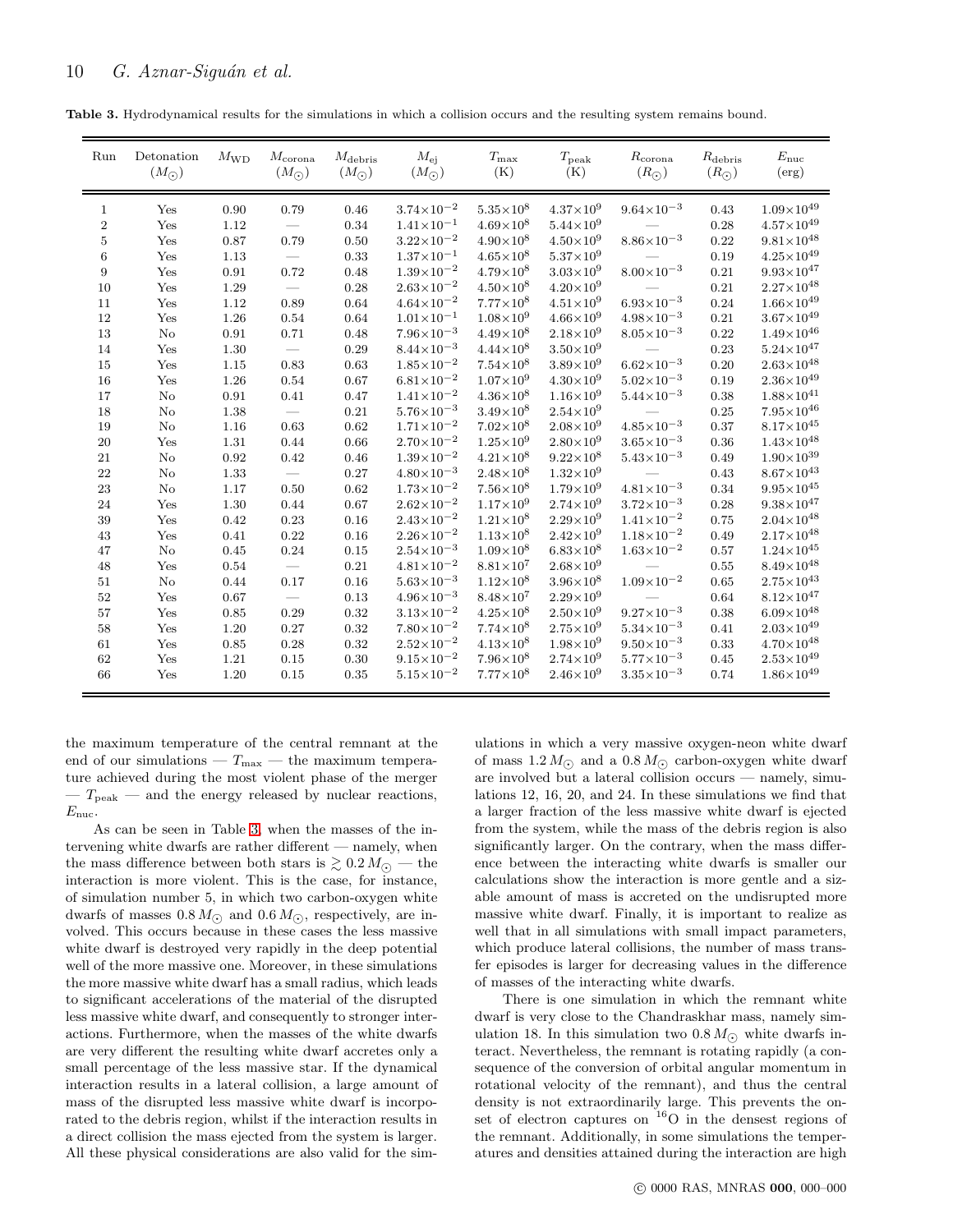**Table 3.** Hydrodynamical results for the simulations in which a collision occurs and the resulting system remains bound.

| Run | Detonation ($M_{\odot}$) | $M_{\rm WD}$ | $M_{\rm corona}$ ($M_{\odot}$) | $M_{\rm debris}$ ($M_{\odot}$) | $M_{\rm ej}$ ($M_{\odot}$) | $T_{\rm max}$ (K) | $T_{\rm peak}$ (K) | $R_{\rm corona}$ ($R_{\odot}$) | $R_{\rm debris}$ ($R_{\odot}$) | $E_{\rm nuc}$ (erg) |
|---|---|---|---|---|---|---|---|---|---|---|
| 1 | Yes | 0.90 | 0.79 | 0.46 | $3.74\times10^{-2}$ | $5.35\times10^{8}$ | $4.37\times10^{9}$ | $9.64\times10^{-3}$ | 0.43 | $1.09\times10^{49}$ |
| 2 | Yes | 1.12 | — | 0.34 | $1.41\times10^{-1}$ | $4.69\times10^{8}$ | $5.44\times10^{9}$ | — | 0.28 | $4.57\times10^{49}$ |
| 5 | Yes | 0.87 | 0.79 | 0.50 | $3.22\times10^{-2}$ | $4.90\times10^{8}$ | $4.50\times10^{9}$ | $8.86\times10^{-3}$ | 0.22 | $9.81\times10^{48}$ |
| 6 | Yes | 1.13 | — | 0.33 | $1.37\times10^{-1}$ | $4.65\times10^{8}$ | $5.37\times10^{9}$ | — | 0.19 | $4.25\times10^{49}$ |
| 9 | Yes | 0.91 | 0.72 | 0.48 | $1.39\times10^{-2}$ | $4.79\times10^{8}$ | $3.03\times10^{9}$ | $8.00\times10^{-3}$ | 0.21 | $9.93\times10^{47}$ |
| 10 | Yes | 1.29 | — | 0.28 | $2.63\times10^{-2}$ | $4.50\times10^{8}$ | $4.20\times10^{9}$ | — | 0.21 | $2.27\times10^{48}$ |
| 11 | Yes | 1.12 | 0.89 | 0.64 | $4.64\times10^{-2}$ | $7.77\times10^{8}$ | $4.51\times10^{9}$ | $6.93\times10^{-3}$ | 0.24 | $1.66\times10^{49}$ |
| 12 | Yes | 1.26 | 0.54 | 0.64 | $1.01\times10^{-1}$ | $1.08\times10^{9}$ | $4.66\times10^{9}$ | $4.98\times10^{-3}$ | 0.21 | $3.67\times10^{49}$ |
| 13 | No | 0.91 | 0.71 | 0.48 | $7.96\times10^{-3}$ | $4.49\times10^{8}$ | $2.18\times10^{9}$ | $8.05\times10^{-3}$ | 0.22 | $1.49\times10^{46}$ |
| 14 | Yes | 1.30 | — | 0.29 | $8.44\times10^{-3}$ | $4.44\times10^{8}$ | $3.50\times10^{9}$ | — | 0.23 | $5.24\times10^{47}$ |
| 15 | Yes | 1.15 | 0.83 | 0.63 | $1.85\times10^{-2}$ | $7.54\times10^{8}$ | $3.89\times10^{9}$ | $6.62\times10^{-3}$ | 0.20 | $2.63\times10^{48}$ |
| 16 | Yes | 1.26 | 0.54 | 0.67 | $6.81\times10^{-2}$ | $1.07\times10^{9}$ | $4.30\times10^{9}$ | $5.02\times10^{-3}$ | 0.19 | $2.36\times10^{49}$ |
| 17 | No | 0.91 | 0.41 | 0.47 | $1.41\times10^{-2}$ | $4.36\times10^{8}$ | $1.16\times10^{9}$ | $5.44\times10^{-3}$ | 0.38 | $1.88\times10^{41}$ |
| 18 | No | 1.38 | — | 0.21 | $5.76\times10^{-3}$ | $3.49\times10^{8}$ | $2.54\times10^{9}$ | — | 0.25 | $7.95\times10^{46}$ |
| 19 | No | 1.16 | 0.63 | 0.62 | $1.71\times10^{-2}$ | $7.02\times10^{8}$ | $2.08\times10^{9}$ | $4.85\times10^{-3}$ | 0.37 | $8.17\times10^{45}$ |
| 20 | Yes | 1.31 | 0.44 | 0.66 | $2.70\times10^{-2}$ | $1.25\times10^{9}$ | $2.80\times10^{9}$ | $3.65\times10^{-3}$ | 0.36 | $1.43\times10^{48}$ |
| 21 | No | 0.92 | 0.42 | 0.46 | $1.39\times10^{-2}$ | $4.21\times10^{8}$ | $9.22\times10^{8}$ | $5.43\times10^{-3}$ | 0.49 | $1.90\times10^{39}$ |
| 22 | No | 1.33 | — | 0.27 | $4.80\times10^{-3}$ | $2.48\times10^{8}$ | $1.32\times10^{9}$ | — | 0.43 | $8.67\times10^{43}$ |
| 23 | No | 1.17 | 0.50 | 0.62 | $1.73\times10^{-2}$ | $7.56\times10^{8}$ | $1.79\times10^{9}$ | $4.81\times10^{-3}$ | 0.34 | $9.95\times10^{45}$ |
| 24 | Yes | 1.30 | 0.44 | 0.67 | $2.62\times10^{-2}$ | $1.17\times10^{9}$ | $2.74\times10^{9}$ | $3.72\times10^{-3}$ | 0.28 | $9.38\times10^{47}$ |
| 39 | Yes | 0.42 | 0.23 | 0.16 | $2.43\times10^{-2}$ | $1.21\times10^{8}$ | $2.29\times10^{9}$ | $1.41\times10^{-2}$ | 0.75 | $2.04\times10^{48}$ |
| 43 | Yes | 0.41 | 0.22 | 0.16 | $2.26\times10^{-2}$ | $1.13\times10^{8}$ | $2.42\times10^{9}$ | $1.18\times10^{-2}$ | 0.49 | $2.17\times10^{48}$ |
| 47 | No | 0.45 | 0.24 | 0.15 | $2.54\times10^{-3}$ | $1.09\times10^{8}$ | $6.83\times10^{8}$ | $1.63\times10^{-2}$ | 0.57 | $1.24\times10^{45}$ |
| 48 | Yes | 0.54 | — | 0.21 | $4.81\times10^{-2}$ | $8.81\times10^{7}$ | $2.68\times10^{9}$ | — | 0.55 | $8.49\times10^{48}$ |
| 51 | No | 0.44 | 0.17 | 0.16 | $5.63\times10^{-3}$ | $1.12\times10^{8}$ | $3.96\times10^{8}$ | $1.09\times10^{-2}$ | 0.65 | $2.75\times10^{43}$ |
| 52 | Yes | 0.67 | — | 0.13 | $4.96\times10^{-3}$ | $8.48\times10^{7}$ | $2.29\times10^{9}$ | — | 0.64 | $8.12\times10^{47}$ |
| 57 | Yes | 0.85 | 0.29 | 0.32 | $3.13\times10^{-2}$ | $4.25\times10^{8}$ | $2.50\times10^{9}$ | $9.27\times10^{-3}$ | 0.38 | $6.09\times10^{48}$ |
| 58 | Yes | 1.20 | 0.27 | 0.32 | $7.80\times10^{-2}$ | $7.74\times10^{8}$ | $2.75\times10^{9}$ | $5.34\times10^{-3}$ | 0.41 | $2.03\times10^{49}$ |
| 61 | Yes | 0.85 | 0.28 | 0.32 | $2.52\times10^{-2}$ | $4.13\times10^{8}$ | $1.98\times10^{9}$ | $9.50\times10^{-3}$ | 0.33 | $4.70\times10^{48}$ |
| 62 | Yes | 1.21 | 0.15 | 0.30 | $9.15\times10^{-2}$ | $7.96\times10^{8}$ | $2.74\times10^{9}$ | $5.77\times10^{-3}$ | 0.45 | $2.53\times10^{49}$ |
| 66 | Yes | 1.20 | 0.15 | 0.35 | $5.15\times10^{-2}$ | $7.77\times10^{8}$ | $2.46\times10^{9}$ | $3.35\times10^{-3}$ | 0.74 | $1.86\times10^{49}$ |

the maximum temperature of the central remnant at the end of our simulations — $T_{\rm max}$ — the maximum temperature achieved during the most violent phase of the merger — $T_{\rm peak}$ — and the energy released by nuclear reactions, $E_{\rm nuc}$.

As can be seen in Table 3, when the masses of the intervening white dwarfs are rather different — namely, when the mass difference between both stars is $\gtrsim 0.2\,M_{\odot}$ — the interaction is more violent. This is the case, for instance, of simulation number 5, in which two carbon-oxygen white dwarfs of masses $0.8\,M_{\odot}$ and $0.6\,M_{\odot}$, respectively, are involved. This occurs because in these cases the less massive white dwarf is destroyed very rapidly in the deep potential well of the more massive one. Moreover, in these simulations the more massive white dwarf has a small radius, which leads to significant accelerations of the material of the disrupted less massive white dwarf, and consequently to stronger interactions. Furthermore, when the masses of the white dwarfs are very different the resulting white dwarf accretes only a small percentage of the less massive star. If the dynamical interaction results in a lateral collision, a large amount of mass of the disrupted less massive white dwarf is incorporated to the debris region, whilst if the interaction results in a direct collision the mass ejected from the system is larger. All these physical considerations are also valid for the simulations in which a very massive oxygen-neon white dwarf of mass $1.2\,M_{\odot}$ and a $0.8\,M_{\odot}$ carbon-oxygen white dwarf are involved but a lateral collision occurs — namely, simulations 12, 16, 20, and 24. In these simulations we find that a larger fraction of the less massive white dwarf is ejected from the system, while the mass of the debris region is also significantly larger. On the contrary, when the mass difference between the interacting white dwarfs is smaller our calculations show the interaction is more gentle and a sizable amount of mass is accreted on the undisrupted more massive white dwarf. Finally, it is important to realize as well that in all simulations with small impact parameters, which produce lateral collisions, the number of mass transfer episodes is larger for decreasing values in the difference of masses of the interacting white dwarfs.

There is one simulation in which the remnant white dwarf is very close to the Chandraskhar mass, namely simulation 18. In this simulation two $0.8\,M_{\odot}$ white dwarfs interact. Nevertheless, the remnant is rotating rapidly (a consequence of the conversion of orbital angular momentum in rotational velocity of the remnant), and thus the central density is not extraordinarily large. This prevents the onset of electron captures on $^{16}$O in the densest regions of the remnant. Additionally, in some simulations the temperatures and densities attained during the interaction are high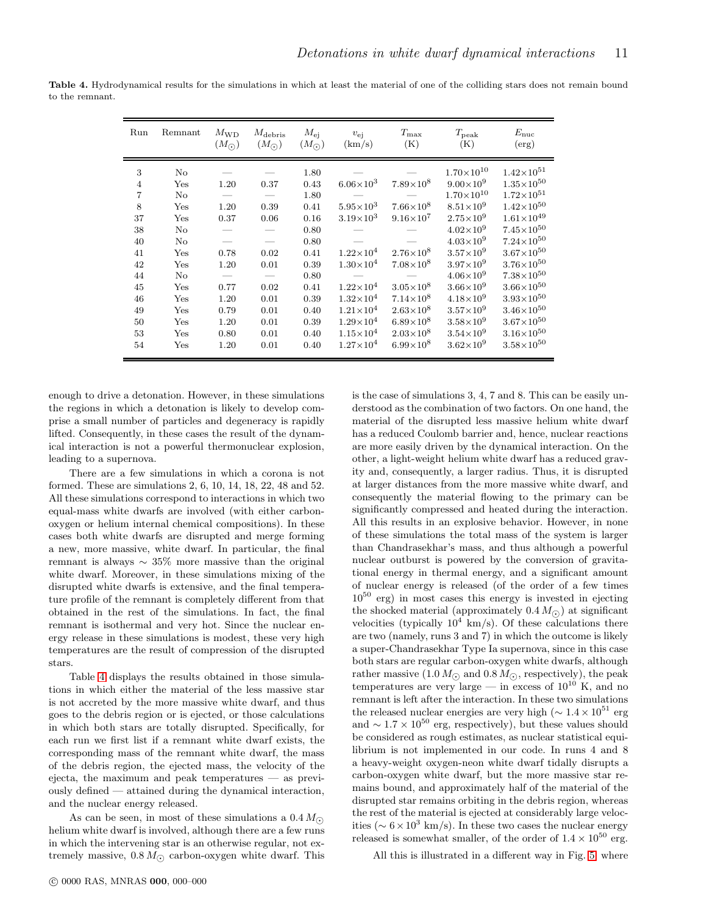**Table 4.** Hydrodynamical results for the simulations in which at least the material of one of the colliding stars does not remain bound to the remnant.

| Run | Remnant | $M_{\rm WD}$ ($M_{\odot}$) | $M_{\rm debris}$ ($M_{\odot}$) | $M_{\rm ej}$ ($M_{\odot}$) | $v_{\rm ej}$ (km/s) | $T_{\rm max}$ (K) | $T_{\rm peak}$ (K) | $E_{\rm nuc}$ (erg) |
|---|---|---|---|---|---|---|---|---|
| 3 | No | — | — | 1.80 | — | — | $1.70\times10^{10}$ | $1.42\times10^{51}$ |
| 4 | Yes | 1.20 | 0.37 | 0.43 | $6.06\times10^{3}$ | $7.89\times10^{8}$ | $9.00\times10^{9}$ | $1.35\times10^{50}$ |
| 7 | No | — | — | 1.80 | — | — | $1.70\times10^{10}$ | $1.72\times10^{51}$ |
| 8 | Yes | 1.20 | 0.39 | 0.41 | $5.95\times10^{3}$ | $7.66\times10^{8}$ | $8.51\times10^{9}$ | $1.42\times10^{50}$ |
| 37 | Yes | 0.37 | 0.06 | 0.16 | $3.19\times10^{3}$ | $9.16\times10^{7}$ | $2.75\times10^{9}$ | $1.61\times10^{49}$ |
| 38 | No | — | — | 0.80 | — | — | $4.02\times10^{9}$ | $7.45\times10^{50}$ |
| 40 | No | — | — | 0.80 | — | — | $4.03\times10^{9}$ | $7.24\times10^{50}$ |
| 41 | Yes | 0.78 | 0.02 | 0.41 | $1.22\times10^{4}$ | $2.76\times10^{8}$ | $3.57\times10^{9}$ | $3.67\times10^{50}$ |
| 42 | Yes | 1.20 | 0.01 | 0.39 | $1.30\times10^{4}$ | $7.08\times10^{8}$ | $3.97\times10^{9}$ | $3.76\times10^{50}$ |
| 44 | No | — | — | 0.80 | — | — | $4.06\times10^{9}$ | $7.38\times10^{50}$ |
| 45 | Yes | 0.77 | 0.02 | 0.41 | $1.22\times10^{4}$ | $3.05\times10^{8}$ | $3.66\times10^{9}$ | $3.66\times10^{50}$ |
| 46 | Yes | 1.20 | 0.01 | 0.39 | $1.32\times10^{4}$ | $7.14\times10^{8}$ | $4.18\times10^{9}$ | $3.93\times10^{50}$ |
| 49 | Yes | 0.79 | 0.01 | 0.40 | $1.21\times10^{4}$ | $2.63\times10^{8}$ | $3.57\times10^{9}$ | $3.46\times10^{50}$ |
| 50 | Yes | 1.20 | 0.01 | 0.39 | $1.29\times10^{4}$ | $6.89\times10^{8}$ | $3.58\times10^{9}$ | $3.67\times10^{50}$ |
| 53 | Yes | 0.80 | 0.01 | 0.40 | $1.15\times10^{4}$ | $2.03\times10^{8}$ | $3.54\times10^{9}$ | $3.16\times10^{50}$ |
| 54 | Yes | 1.20 | 0.01 | 0.40 | $1.27\times10^{4}$ | $6.99\times10^{8}$ | $3.62\times10^{9}$ | $3.58\times10^{50}$ |

enough to drive a detonation. However, in these simulations the regions in which a detonation is likely to develop comprise a small number of particles and degeneracy is rapidly lifted. Consequently, in these cases the result of the dynamical interaction is not a powerful thermonuclear explosion, leading to a supernova.

There are a few simulations in which a corona is not formed. These are simulations 2, 6, 10, 14, 18, 22, 48 and 52. All these simulations correspond to interactions in which two equal-mass white dwarfs are involved (with either carbon-oxygen or helium internal chemical compositions). In these cases both white dwarfs are disrupted and merge forming a new, more massive, white dwarf. In particular, the final remnant is always $\sim 35\%$ more massive than the original white dwarf. Moreover, in these simulations mixing of the disrupted white dwarfs is extensive, and the final temperature profile of the remnant is completely different from that obtained in the rest of the simulations. In fact, the final remnant is isothermal and very hot. Since the nuclear energy release in these simulations is modest, these very high temperatures are the result of compression of the disrupted stars.

Table 4 displays the results obtained in those simulations in which either the material of the less massive star is not accreted by the more massive white dwarf, and thus goes to the debris region or is ejected, or those calculations in which both stars are totally disrupted. Specifically, for each run we first list if a remnant white dwarf exists, the corresponding mass of the remnant white dwarf, the mass of the debris region, the ejected mass, the velocity of the ejecta, the maximum and peak temperatures — as previously defined — attained during the dynamical interaction, and the nuclear energy released.

As can be seen, in most of these simulations a $0.4\,M_{\odot}$ helium white dwarf is involved, although there are a few runs in which the intervening star is an otherwise regular, not extremely massive, $0.8\,M_{\odot}$ carbon-oxygen white dwarf. This is the case of simulations 3, 4, 7 and 8. This can be easily understood as the combination of two factors. On one hand, the material of the disrupted less massive helium white dwarf has a reduced Coulomb barrier and, hence, nuclear reactions are more easily driven by the dynamical interaction. On the other, a light-weight helium white dwarf has a reduced gravity and, consequently, a larger radius. Thus, it is disrupted at larger distances from the more massive white dwarf, and consequently the material flowing to the primary can be significantly compressed and heated during the interaction. All this results in an explosive behavior. However, in none of these simulations the total mass of the system is larger than Chandrasekhar's mass, and thus although a powerful nuclear outburst is powered by the conversion of gravitational energy in thermal energy, and a significant amount of nuclear energy is released (of the order of a few times $10^{50}$ erg) in most cases this energy is invested in ejecting the shocked material (approximately $0.4\,M_{\odot}$) at significant velocities (typically $10^{4}$ km/s). Of these calculations there are two (namely, runs 3 and 7) in which the outcome is likely a super-Chandrasekhar Type Ia supernova, since in this case both stars are regular carbon-oxygen white dwarfs, although rather massive ($1.0\,M_{\odot}$ and $0.8\,M_{\odot}$, respectively), the peak temperatures are very large — in excess of $10^{10}$ K, and no remnant is left after the interaction. In these two simulations the released nuclear energies are very high ($\sim 1.4\times10^{51}$ erg and $\sim 1.7\times10^{50}$ erg, respectively), but these values should be considered as rough estimates, as nuclear statistical equilibrium is not implemented in our code. In runs 4 and 8 a heavy-weight oxygen-neon white dwarf tidally disrupts a carbon-oxygen white dwarf, but the more massive star remains bound, and approximately half of the material of the disrupted star remains orbiting in the debris region, whereas the rest of the material is ejected at considerably large velocities ($\sim 6\times10^{3}$ km/s). In these two cases the nuclear energy released is somewhat smaller, of the order of $1.4\times10^{50}$ erg.

All this is illustrated in a different way in Fig. 5, where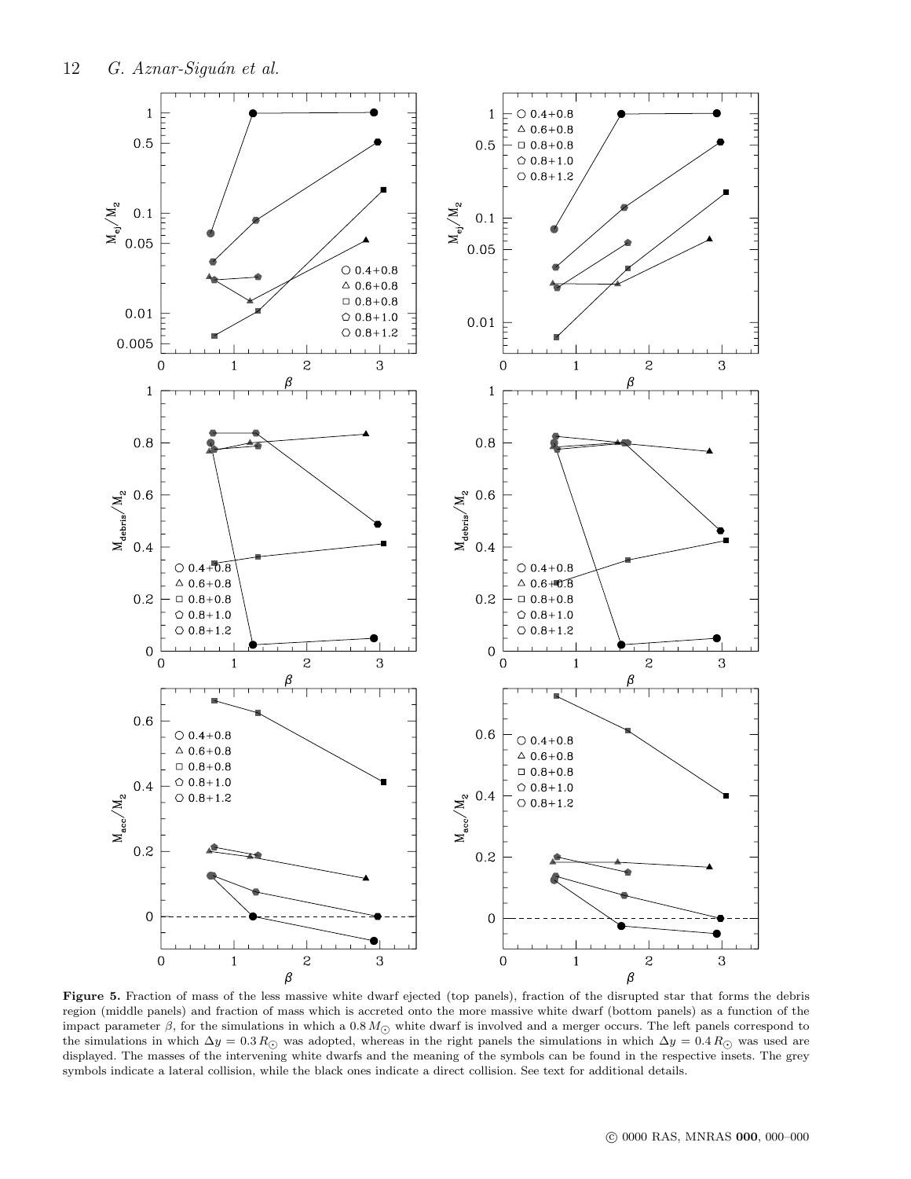**Figure 5.** Fraction of mass of the less massive white dwarf ejected (top panels), fraction of the disrupted star that forms the debris region (middle panels) and fraction of mass which is accreted onto the more massive white dwarf (bottom panels) as a function of the impact parameter $\beta$, for the simulations in which a $0.8\,M_{\odot}$ white dwarf is involved and a merger occurs. The left panels correspond to the simulations in which $\Delta y = 0.3\,R_{\odot}$ was adopted, whereas in the right panels the simulations in which $\Delta y = 0.4\,R_{\odot}$ was used are displayed. The masses of the intervening white dwarfs and the meaning of the symbols can be found in the respective insets. The grey symbols indicate a lateral collision, while the black ones indicate a direct collision. See text for additional details.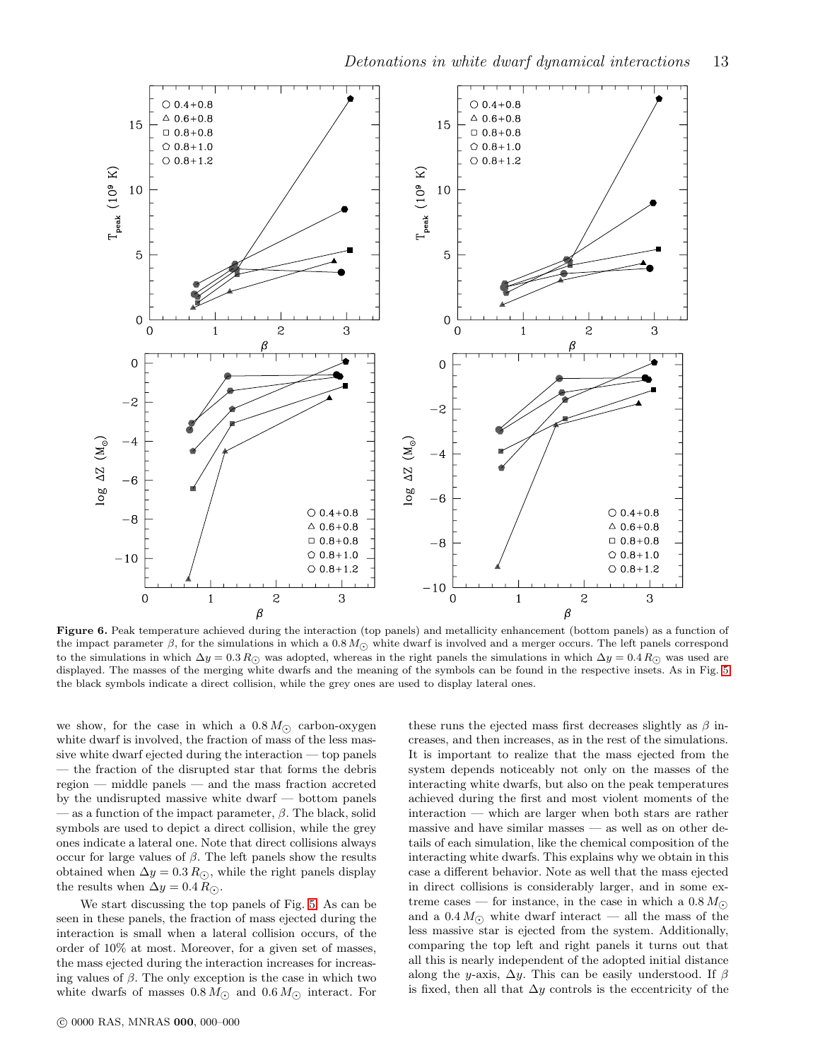**Figure 6.** Peak temperature achieved during the interaction (top panels) and metallicity enhancement (bottom panels) as a function of the impact parameter $\beta$, for the simulations in which a $0.8\,M_{\odot}$ white dwarf is involved and a merger occurs. The left panels correspond to the simulations in which $\Delta y = 0.3\,R_{\odot}$ was adopted, whereas in the right panels the simulations in which $\Delta y = 0.4\,R_{\odot}$ was used are displayed. The masses of the merging white dwarfs and the meaning of the symbols can be found in the respective insets. As in Fig. 5 the black symbols indicate a direct collision, while the grey ones are used to display lateral ones.

we show, for the case in which a $0.8\,M_{\odot}$ carbon-oxygen white dwarf is involved, the fraction of mass of the less massive white dwarf ejected during the interaction — top panels — the fraction of the disrupted star that forms the debris region — middle panels — and the mass fraction accreted by the undisrupted massive white dwarf — bottom panels — as a function of the impact parameter, $\beta$. The black, solid symbols are used to depict a direct collision, while the grey ones indicate a lateral one. Note that direct collisions always occur for large values of $\beta$. The left panels show the results obtained when $\Delta y = 0.3\,R_{\odot}$, while the right panels display the results when $\Delta y = 0.4\,R_{\odot}$.

We start discussing the top panels of Fig. 5. As can be seen in these panels, the fraction of mass ejected during the interaction is small when a lateral collision occurs, of the order of 10% at most. Moreover, for a given set of masses, the mass ejected during the interaction increases for increasing values of $\beta$. The only exception is the case in which two white dwarfs of masses $0.8\,M_{\odot}$ and $0.6\,M_{\odot}$ interact. For these runs the ejected mass first decreases slightly as $\beta$ increases, and then increases, as in the rest of the simulations. It is important to realize that the mass ejected from the system depends noticeably not only on the masses of the interacting white dwarfs, but also on the peak temperatures achieved during the first and most violent moments of the interaction — which are larger when both stars are rather massive and have similar masses — as well as on other details of each simulation, like the chemical composition of the interacting white dwarfs. This explains why we obtain in this case a different behavior. Note as well that the mass ejected in direct collisions is considerably larger, and in some extreme cases — for instance, in the case in which a $0.8\,M_{\odot}$ and a $0.4\,M_{\odot}$ white dwarf interact — all the mass of the less massive star is ejected from the system. Additionally, comparing the top left and right panels it turns out that all this is nearly independent of the adopted initial distance along the $y$-axis, $\Delta y$. This can be easily understood. If $\beta$ is fixed, then all that $\Delta y$ controls is the eccentricity of the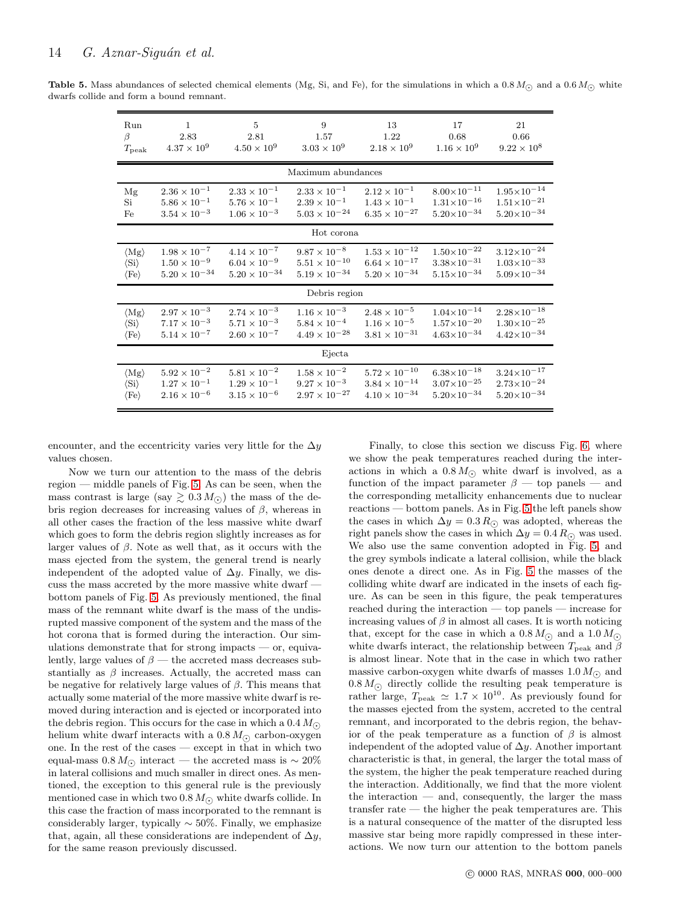**Table 5.** Mass abundances of selected chemical elements (Mg, Si, and Fe), for the simulations in which a $0.8\,M_{\odot}$ and a $0.6\,M_{\odot}$ white dwarfs collide and form a bound remnant.

| Run | 1 | 5 | 9 | 13 | 17 | 21 |
|---|---|---|---|---|---|---|
| $\beta$ | 2.83 | 2.81 | 1.57 | 1.22 | 0.68 | 0.66 |
| $T_{\rm peak}$ | $4.37 \times 10^{9}$ | $4.50 \times 10^{9}$ | $3.03 \times 10^{9}$ | $2.18 \times 10^{9}$ | $1.16 \times 10^{9}$ | $9.22 \times 10^{8}$ |
| Maximum abundances | | | | | | |
| Mg | $2.36 \times 10^{-1}$ | $2.33 \times 10^{-1}$ | $2.33 \times 10^{-1}$ | $2.12 \times 10^{-1}$ | $8.00 \times 10^{-11}$ | $1.95 \times 10^{-14}$ |
| Si | $5.86 \times 10^{-1}$ | $5.76 \times 10^{-1}$ | $2.39 \times 10^{-1}$ | $1.43 \times 10^{-1}$ | $1.31 \times 10^{-16}$ | $1.51 \times 10^{-21}$ |
| Fe | $3.54 \times 10^{-3}$ | $1.06 \times 10^{-3}$ | $5.03 \times 10^{-24}$ | $6.35 \times 10^{-27}$ | $5.20 \times 10^{-34}$ | $5.20 \times 10^{-34}$ |
| Hot corona | | | | | | |
| $\langle$Mg$\rangle$ | $1.98 \times 10^{-7}$ | $4.14 \times 10^{-7}$ | $9.87 \times 10^{-8}$ | $1.53 \times 10^{-12}$ | $1.50 \times 10^{-22}$ | $3.12 \times 10^{-24}$ |
| $\langle$Si$\rangle$ | $1.50 \times 10^{-9}$ | $6.04 \times 10^{-9}$ | $5.51 \times 10^{-10}$ | $6.64 \times 10^{-17}$ | $3.38 \times 10^{-31}$ | $1.03 \times 10^{-33}$ |
| $\langle$Fe$\rangle$ | $5.20 \times 10^{-34}$ | $5.20 \times 10^{-34}$ | $5.19 \times 10^{-34}$ | $5.20 \times 10^{-34}$ | $5.15 \times 10^{-34}$ | $5.09 \times 10^{-34}$ |
| Debris region | | | | | | |
| $\langle$Mg$\rangle$ | $2.97 \times 10^{-3}$ | $2.74 \times 10^{-3}$ | $1.16 \times 10^{-3}$ | $2.48 \times 10^{-5}$ | $1.04 \times 10^{-14}$ | $2.28 \times 10^{-18}$ |
| $\langle$Si$\rangle$ | $7.17 \times 10^{-3}$ | $5.71 \times 10^{-3}$ | $5.84 \times 10^{-4}$ | $1.16 \times 10^{-5}$ | $1.57 \times 10^{-20}$ | $1.30 \times 10^{-25}$ |
| $\langle$Fe$\rangle$ | $5.14 \times 10^{-7}$ | $2.60 \times 10^{-7}$ | $4.49 \times 10^{-28}$ | $3.81 \times 10^{-31}$ | $4.63 \times 10^{-34}$ | $4.42 \times 10^{-34}$ |
| Ejecta | | | | | | |
| $\langle$Mg$\rangle$ | $5.92 \times 10^{-2}$ | $5.81 \times 10^{-2}$ | $1.58 \times 10^{-2}$ | $5.72 \times 10^{-10}$ | $6.38 \times 10^{-18}$ | $3.24 \times 10^{-17}$ |
| $\langle$Si$\rangle$ | $1.27 \times 10^{-1}$ | $1.29 \times 10^{-1}$ | $9.27 \times 10^{-3}$ | $3.84 \times 10^{-14}$ | $3.07 \times 10^{-25}$ | $2.73 \times 10^{-24}$ |
| $\langle$Fe$\rangle$ | $2.16 \times 10^{-6}$ | $3.15 \times 10^{-6}$ | $2.97 \times 10^{-27}$ | $4.10 \times 10^{-34}$ | $5.20 \times 10^{-34}$ | $5.20 \times 10^{-34}$ |

encounter, and the eccentricity varies very little for the $\Delta y$ values chosen.

Now we turn our attention to the mass of the debris region — middle panels of Fig. 5. As can be seen, when the mass contrast is large (say $\gtrsim 0.3\,M_{\odot}$) the mass of the debris region decreases for increasing values of $\beta$, whereas in all other cases the fraction of the less massive white dwarf which goes to form the debris region slightly increases as for larger values of $\beta$. Note as well that, as it occurs with the mass ejected from the system, the general trend is nearly independent of the adopted value of $\Delta y$. Finally, we discuss the mass accreted by the more massive white dwarf — bottom panels of Fig. 5. As previously mentioned, the final mass of the remnant white dwarf is the mass of the undisrupted massive component of the system and the mass of the hot corona that is formed during the interaction. Our simulations demonstrate that for strong impacts — or, equivalently, large values of $\beta$ — the accreted mass decreases substantially as $\beta$ increases. Actually, the accreted mass can be negative for relatively large values of $\beta$. This means that actually some material of the more massive white dwarf is removed during interaction and is ejected or incorporated into the debris region. This occurs for the case in which a $0.4\,M_{\odot}$ helium white dwarf interacts with a $0.8\,M_{\odot}$ carbon-oxygen one. In the rest of the cases — except in that in which two equal-mass $0.8\,M_{\odot}$ interact — the accreted mass is $\sim 20\%$ in lateral collisions and much smaller in direct ones. As mentioned, the exception to this general rule is the previously mentioned case in which two $0.8\,M_{\odot}$ white dwarfs collide. In this case the fraction of mass incorporated to the remnant is considerably larger, typically $\sim 50\%$. Finally, we emphasize that, again, all these considerations are independent of $\Delta y$, for the same reason previously discussed.

Finally, to close this section we discuss Fig. 6, where we show the peak temperatures reached during the interactions in which a $0.8\,M_{\odot}$ white dwarf is involved, as a function of the impact parameter $\beta$ — top panels — and the corresponding metallicity enhancements due to nuclear reactions — bottom panels. As in Fig. 5 the left panels show the cases in which $\Delta y = 0.3\,R_{\odot}$ was adopted, whereas the right panels show the cases in which $\Delta y = 0.4\,R_{\odot}$ was used. We also use the same convention adopted in Fig. 5, and the grey symbols indicate a lateral collision, while the black ones denote a direct one. As in Fig. 5 the masses of the colliding white dwarf are indicated in the insets of each figure. As can be seen in this figure, the peak temperatures reached during the interaction — top panels — increase for increasing values of $\beta$ in almost all cases. It is worth noticing that, except for the case in which a $0.8\,M_{\odot}$ and a $1.0\,M_{\odot}$ white dwarfs interact, the relationship between $T_{\rm peak}$ and $\beta$ is almost linear. Note that in the case in which two rather massive carbon-oxygen white dwarfs of masses $1.0\,M_{\odot}$ and $0.8\,M_{\odot}$ directly collide the resulting peak temperature is rather large, $T_{\rm peak} \simeq 1.7 \times 10^{10}$. As previously found for the masses ejected from the system, accreted to the central remnant, and incorporated to the debris region, the behavior of the peak temperature as a function of $\beta$ is almost independent of the adopted value of $\Delta y$. Another important characteristic is that, in general, the larger the total mass of the system, the higher the peak temperature reached during the interaction. Additionally, we find that the more violent the interaction — and, consequently, the larger the mass transfer rate — the higher the peak temperatures are. This is a natural consequence of the matter of the disrupted less massive star being more rapidly compressed in these interactions. We now turn our attention to the bottom panels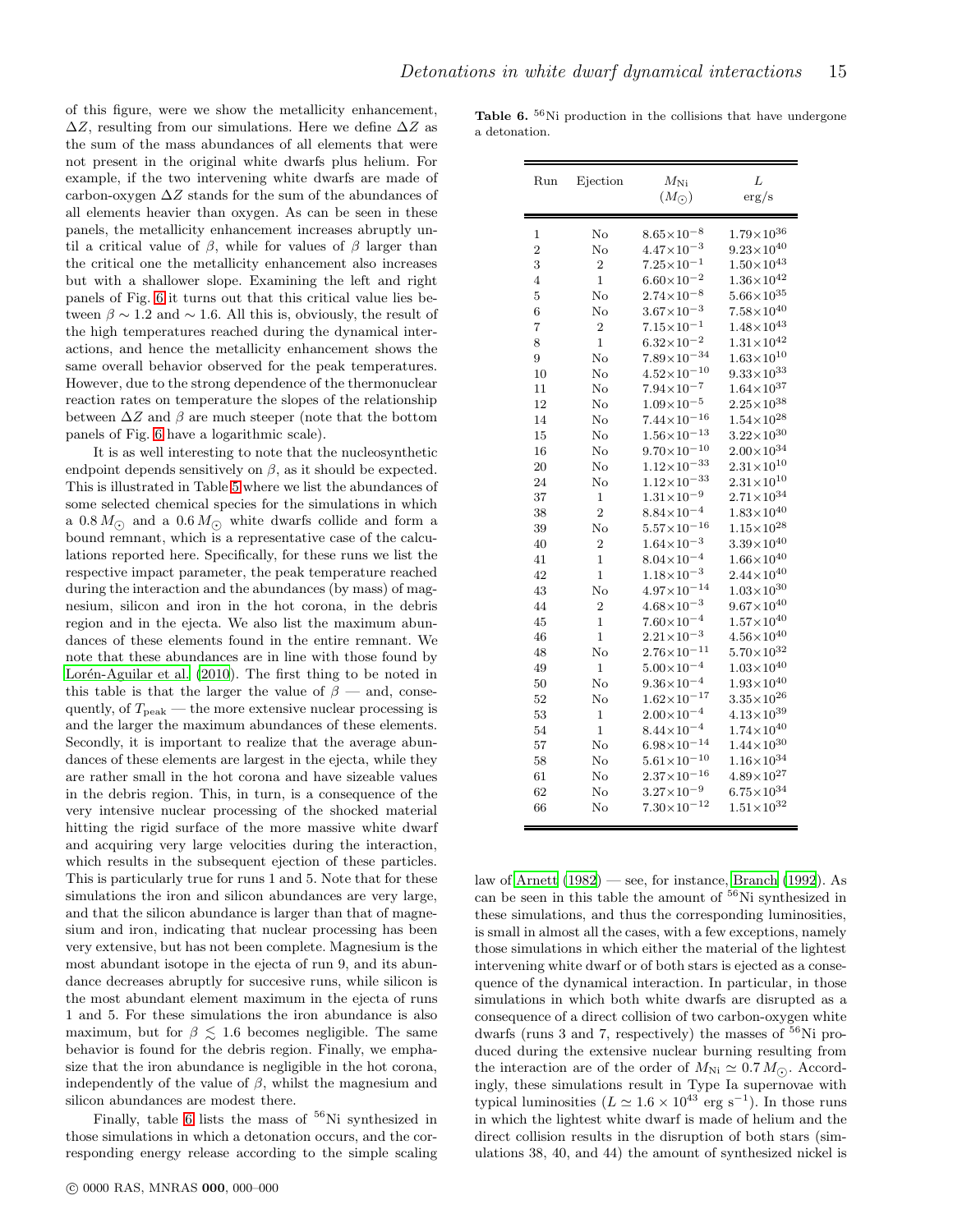of this figure, were we show the metallicity enhancement, $\Delta Z$, resulting from our simulations. Here we define $\Delta Z$ as the sum of the mass abundances of all elements that were not present in the original white dwarfs plus helium. For example, if the two intervening white dwarfs are made of carbon-oxygen $\Delta Z$ stands for the sum of the abundances of all elements heavier than oxygen. As can be seen in these panels, the metallicity enhancement increases abruptly until a critical value of $\beta$, while for values of $\beta$ larger than the critical one the metallicity enhancement also increases but with a shallower slope. Examining the left and right panels of Fig. 6 it turns out that this critical value lies between $\beta \sim 1.2$ and $\sim 1.6$. All this is, obviously, the result of the high temperatures reached during the dynamical interactions, and hence the metallicity enhancement shows the same overall behavior observed for the peak temperatures. However, due to the strong dependence of the thermonuclear reaction rates on temperature the slopes of the relationship between $\Delta Z$ and $\beta$ are much steeper (note that the bottom panels of Fig. 6 have a logarithmic scale).

It is as well interesting to note that the nucleosynthetic endpoint depends sensitively on $\beta$, as it should be expected. This is illustrated in Table 5 where we list the abundances of some selected chemical species for the simulations in which a $0.8\,M_\odot$ and a $0.6\,M_\odot$ white dwarfs collide and form a bound remnant, which is a representative case of the calculations reported here. Specifically, for these runs we list the respective impact parameter, the peak temperature reached during the interaction and the abundances (by mass) of magnesium, silicon and iron in the hot corona, in the debris region and in the ejecta. We also list the maximum abundances of these elements found in the entire remnant. We note that these abundances are in line with those found by Lorén-Aguilar et al. (2010). The first thing to be noted in this table is that the larger the value of $\beta$ — and, consequently, of $T_{\rm peak}$ — the more extensive nuclear processing is and the larger the maximum abundances of these elements. Secondly, it is important to realize that the average abundances of these elements are largest in the ejecta, while they are rather small in the hot corona and have sizeable values in the debris region. This, in turn, is a consequence of the very intensive nuclear processing of the shocked material hitting the rigid surface of the more massive white dwarf and acquiring very large velocities during the interaction, which results in the subsequent ejection of these particles. This is particularly true for runs 1 and 5. Note that for these simulations the iron and silicon abundances are very large, and that the silicon abundance is larger than that of magnesium and iron, indicating that nuclear processing has been very extensive, but has not been complete. Magnesium is the most abundant isotope in the ejecta of run 9, and its abundance decreases abruptly for succesive runs, while silicon is the most abundant element maximum in the ejecta of runs 1 and 5. For these simulations the iron abundance is also maximum, but for $\beta \lesssim 1.6$ becomes negligible. The same behavior is found for the debris region. Finally, we emphasize that the iron abundance is negligible in the hot corona, independently of the value of $\beta$, whilst the magnesium and silicon abundances are modest there.

Finally, table 6 lists the mass of $^{56}$Ni synthesized in those simulations in which a detonation occurs, and the corresponding energy release according to the simple scaling law of Arnett (1982) — see, for instance, Branch (1992). As can be seen in this table the amount of $^{56}$Ni synthesized in these simulations, and thus the corresponding luminosities, is small in almost all the cases, with a few exceptions, namely those simulations in which either the material of the lightest intervening white dwarf or of both stars is ejected as a consequence of the dynamical interaction. In particular, in those simulations in which both white dwarfs are disrupted as a consequence of a direct collision of two carbon-oxygen white dwarfs (runs 3 and 7, respectively) the masses of $^{56}$Ni produced during the extensive nuclear burning resulting from the interaction are of the order of $M_{\rm Ni} \simeq 0.7\,M_\odot$. Accordingly, these simulations result in Type Ia supernovae with typical luminosities ($L \simeq 1.6 \times 10^{43}$ erg s$^{-1}$). In those runs in which the lightest white dwarf is made of helium and the direct collision results in the disruption of both stars (simulations 38, 40, and 44) the amount of synthesized nickel is

**Table 6.** $^{56}$Ni production in the collisions that have undergone a detonation.

| Run | Ejection | $M_{\rm Ni}$ ($M_\odot$) | $L$ erg/s |
|---|---|---|---|
| 1 | No | $8.65\times10^{-8}$ | $1.79\times10^{36}$ |
| 2 | No | $4.47\times10^{-3}$ | $9.23\times10^{40}$ |
| 3 | 2 | $7.25\times10^{-1}$ | $1.50\times10^{43}$ |
| 4 | 1 | $6.60\times10^{-2}$ | $1.36\times10^{42}$ |
| 5 | No | $2.74\times10^{-8}$ | $5.66\times10^{35}$ |
| 6 | No | $3.67\times10^{-3}$ | $7.58\times10^{40}$ |
| 7 | 2 | $7.15\times10^{-1}$ | $1.48\times10^{43}$ |
| 8 | 1 | $6.32\times10^{-2}$ | $1.31\times10^{42}$ |
| 9 | No | $7.89\times10^{-34}$ | $1.63\times10^{10}$ |
| 10 | No | $4.52\times10^{-10}$ | $9.33\times10^{33}$ |
| 11 | No | $7.94\times10^{-7}$ | $1.64\times10^{37}$ |
| 12 | No | $1.09\times10^{-5}$ | $2.25\times10^{38}$ |
| 14 | No | $7.44\times10^{-16}$ | $1.54\times10^{28}$ |
| 15 | No | $1.56\times10^{-13}$ | $3.22\times10^{30}$ |
| 16 | No | $9.70\times10^{-10}$ | $2.00\times10^{34}$ |
| 20 | No | $1.12\times10^{-33}$ | $2.31\times10^{10}$ |
| 24 | No | $1.12\times10^{-33}$ | $2.31\times10^{10}$ |
| 37 | 1 | $1.31\times10^{-9}$ | $2.71\times10^{34}$ |
| 38 | 2 | $8.84\times10^{-4}$ | $1.83\times10^{40}$ |
| 39 | No | $5.57\times10^{-16}$ | $1.15\times10^{28}$ |
| 40 | 2 | $1.64\times10^{-3}$ | $3.39\times10^{40}$ |
| 41 | 1 | $8.04\times10^{-4}$ | $1.66\times10^{40}$ |
| 42 | 1 | $1.18\times10^{-3}$ | $2.44\times10^{40}$ |
| 43 | No | $4.97\times10^{-14}$ | $1.03\times10^{30}$ |
| 44 | 2 | $4.68\times10^{-3}$ | $9.67\times10^{40}$ |
| 45 | 1 | $7.60\times10^{-4}$ | $1.57\times10^{40}$ |
| 46 | 1 | $2.21\times10^{-3}$ | $4.56\times10^{40}$ |
| 48 | No | $2.76\times10^{-11}$ | $5.70\times10^{32}$ |
| 49 | 1 | $5.00\times10^{-4}$ | $1.03\times10^{40}$ |
| 50 | No | $9.36\times10^{-4}$ | $1.93\times10^{40}$ |
| 52 | No | $1.62\times10^{-17}$ | $3.35\times10^{26}$ |
| 53 | 1 | $2.00\times10^{-4}$ | $4.13\times10^{39}$ |
| 54 | 1 | $8.44\times10^{-4}$ | $1.74\times10^{40}$ |
| 57 | No | $6.98\times10^{-14}$ | $1.44\times10^{30}$ |
| 58 | No | $5.61\times10^{-10}$ | $1.16\times10^{34}$ |
| 61 | No | $2.37\times10^{-16}$ | $4.89\times10^{27}$ |
| 62 | No | $3.27\times10^{-9}$ | $6.75\times10^{34}$ |
| 66 | No | $7.30\times10^{-12}$ | $1.51\times10^{32}$ |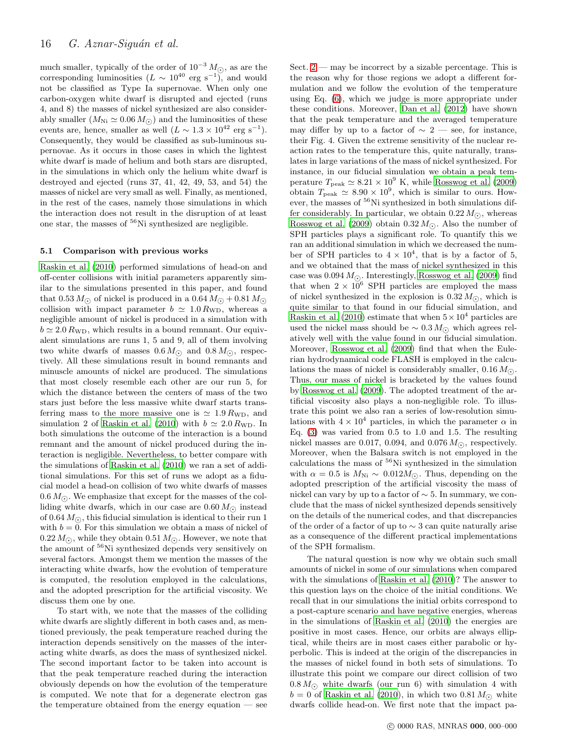much smaller, typically of the order of $10^{-3}\,M_{\odot}$, as are the corresponding luminosities ($L \sim 10^{40}$ erg s$^{-1}$), and would not be classified as Type Ia supernovae. When only one carbon-oxygen white dwarf is disrupted and ejected (runs 4, and 8) the masses of nickel synthesized are also considerably smaller ($M_{\rm Ni} \simeq 0.06\,M_{\odot}$) and the luminosities of these events are, hence, smaller as well ($L \sim 1.3 \times 10^{42}$ erg s$^{-1}$). Consequently, they would be classified as sub-luminous supernovae. As it occurs in those cases in which the lightest white dwarf is made of helium and both stars are disrupted, in the simulations in which only the helium white dwarf is destroyed and ejected (runs 37, 41, 42, 49, 53, and 54) the masses of nickel are very small as well. Finally, as mentioned, in the rest of the cases, namely those simulations in which the interaction does not result in the disruption of at least one star, the masses of $^{56}$Ni synthesized are negligible.

### 5.1 Comparison with previous works

Raskin et al. (2010) performed simulations of head-on and off-center collisions with initial parameters apparently similar to the simulations presented in this paper, and found that $0.53\,M_{\odot}$ of nickel is produced in a $0.64\,M_{\odot} + 0.81\,M_{\odot}$ collision with impact parameter $b \simeq 1.0\,R_{\rm WD}$, whereas a negligible amount of nickel is produced in a simulation with $b \simeq 2.0\,R_{\rm WD}$, which results in a bound remnant. Our equivalent simulations are runs 1, 5 and 9, all of them involving two white dwarfs of masses $0.6\,M_{\odot}$ and $0.8\,M_{\odot}$, respectively. All these simulations result in bound remnants and minuscle amounts of nickel are produced. The simulations that most closely resemble each other are our run 5, for which the distance between the centers of mass of the two stars just before the less massive white dwarf starts transferring mass to the more massive one is $\simeq 1.9\,R_{\rm WD}$, and simulation 2 of Raskin et al. (2010) with $b \simeq 2.0\,R_{\rm WD}$. In both simulations the outcome of the interaction is a bound remnant and the amount of nickel produced during the interaction is negligible. Nevertheless, to better compare with the simulations of Raskin et al. (2010) we ran a set of additional simulations. For this set of runs we adopt as a fiducial model a head-on collision of two white dwarfs of masses $0.6\,M_{\odot}$. We emphasize that except for the masses of the colliding white dwarfs, which in our case are $0.60\,M_{\odot}$ instead of $0.64\,M_{\odot}$, this fiducial simulation is identical to their run 1 with $b = 0$. For this simulation we obtain a mass of nickel of $0.22\,M_{\odot}$, while they obtain $0.51\,M_{\odot}$. However, we note that the amount of $^{56}$Ni synthesized depends very sensitively on several factors. Amongst them we mention the masses of the interacting white dwarfs, how the evolution of temperature is computed, the resolution employed in the calculations, and the adopted prescription for the artificial viscosity. We discuss them one by one.

To start with, we note that the masses of the colliding white dwarfs are slightly different in both cases and, as mentioned previously, the peak temperature reached during the interaction depends sensitively on the masses of the interacting white dwarfs, as does the mass of synthesized nickel. The second important factor to be taken into account is that the peak temperature reached during the interaction obviously depends on how the evolution of the temperature is computed. We note that for a degenerate electron gas the temperature obtained from the energy equation — see Sect. 2 — may be incorrect by a sizable percentage. This is the reason why for those regions we adopt a different formulation and we follow the evolution of the temperature using Eq. (6), which we judge is more appropriate under these conditions. Moreover, Dan et al. (2012) have shown that the peak temperature and the averaged temperature may differ by up to a factor of $\sim 2$ — see, for instance, their Fig. 4. Given the extreme sensitivity of the nuclear reaction rates to the temperature this, quite naturally, translates in large variations of the mass of nickel synthesized. For instance, in our fiducial simulation we obtain a peak temperature $T_{\rm peak} \simeq 8.21 \times 10^{9}$ K, while Rosswog et al. (2009) obtain $T_{\rm peak} \simeq 8.90 \times 10^{9}$, which is similar to ours. However, the masses of $^{56}$Ni synthesized in both simulations differ considerably. In particular, we obtain $0.22\,M_{\odot}$, whereas Rosswog et al. (2009) obtain $0.32\,M_{\odot}$. Also the number of SPH particles plays a significant role. To quantify this we ran an additional simulation in which we decreased the number of SPH particles to $4 \times 10^{4}$, that is by a factor of 5, and we obtained that the mass of nickel synthesized in this case was $0.094\,M_{\odot}$. Interestingly, Rosswog et al. (2009) find that when $2 \times 10^{6}$ SPH particles are employed the mass of nickel synthesized in the explosion is $0.32\,M_{\odot}$, which is quite similar to that found in our fiducial simulation, and Raskin et al. (2010) estimate that when $5 \times 10^{4}$ particles are used the nickel mass should be $\sim 0.3\,M_{\odot}$ which agrees relatively well with the value found in our fiducial simulation. Moreover, Rosswog et al. (2009) find that when the Eulerian hydrodynamical code FLASH is employed in the calculations the mass of nickel is considerably smaller, $0.16\,M_{\odot}$. Thus, our mass of nickel is bracketed by the values found by Rosswog et al. (2009). The adopted treatment of the artificial viscosity also plays a non-negligible role. To illustrate this point we also ran a series of low-resolution simulations with $4 \times 10^{4}$ particles, in which the parameter $\alpha$ in Eq. (3) was varied from 0.5 to 1.0 and 1.5. The resulting nickel masses are 0.017, 0.094, and $0.076\,M_{\odot}$, respectively. Moreover, when the Balsara switch is not employed in the calculations the mass of $^{56}$Ni synthesized in the simulation with $\alpha = 0.5$ is $M_{\rm Ni} \sim 0.012 M_{\odot}$. Thus, depending on the adopted prescription of the artificial viscosity the mass of nickel can vary by up to a factor of $\sim 5$. In summary, we conclude that the mass of nickel synthesized depends sensitively on the details of the numerical codes, and that discrepancies of the order of a factor of up to $\sim 3$ can quite naturally arise as a consequence of the different practical implementations of the SPH formalism.

The natural question is now why we obtain such small amounts of nickel in some of our simulations when compared with the simulations of Raskin et al. (2010)? The answer to this question lays on the choice of the initial conditions. We recall that in our simulations the initial orbits correspond to a post-capture scenario and have negative energies, whereas in the simulations of Raskin et al. (2010) the energies are positive in most cases. Hence, our orbits are always elliptical, while theirs are in most cases either parabolic or hyperbolic. This is indeed at the origin of the discrepancies in the masses of nickel found in both sets of simulations. To illustrate this point we compare our direct collision of two $0.8\,M_{\odot}$ white dwarfs (our run 6) with simulation 4 with $b = 0$ of Raskin et al. (2010), in which two $0.81\,M_{\odot}$ white dwarfs collide head-on. We first note that the impact pa-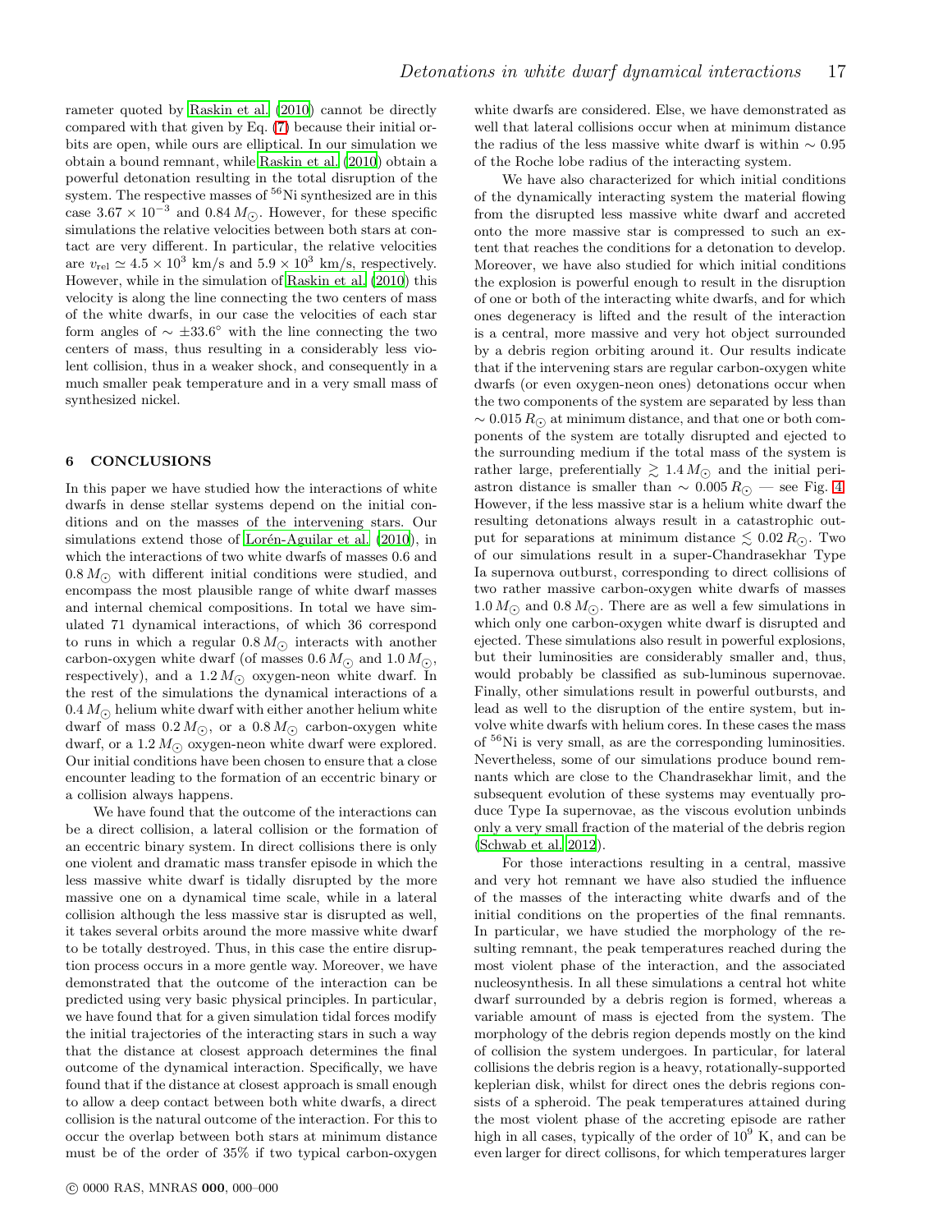rameter quoted by Raskin et al. (2010) cannot be directly compared with that given by Eq. (7) because their initial orbits are open, while ours are elliptical. In our simulation we obtain a bound remnant, while Raskin et al. (2010) obtain a powerful detonation resulting in the total disruption of the system. The respective masses of $^{56}$Ni synthesized are in this case $3.67 \times 10^{-3}$ and $0.84\,M_{\odot}$. However, for these specific simulations the relative velocities between both stars at contact are very different. In particular, the relative velocities are $v_{\rm rel} \simeq 4.5 \times 10^{3}$ km/s and $5.9 \times 10^{3}$ km/s, respectively. However, while in the simulation of Raskin et al. (2010) this velocity is along the line connecting the two centers of mass of the white dwarfs, in our case the velocities of each star form angles of $\sim \pm 33.6^{\circ}$ with the line connecting the two centers of mass, thus resulting in a considerably less violent collision, thus in a weaker shock, and consequently in a much smaller peak temperature and in a very small mass of synthesized nickel.

## 6 CONCLUSIONS

In this paper we have studied how the interactions of white dwarfs in dense stellar systems depend on the initial conditions and on the masses of the intervening stars. Our simulations extend those of Lorén-Aguilar et al. (2010), in which the interactions of two white dwarfs of masses 0.6 and $0.8\,M_{\odot}$ with different initial conditions were studied, and encompass the most plausible range of white dwarf masses and internal chemical compositions. In total we have simulated 71 dynamical interactions, of which 36 correspond to runs in which a regular $0.8\,M_{\odot}$ interacts with another carbon-oxygen white dwarf (of masses $0.6\,M_{\odot}$ and $1.0\,M_{\odot}$, respectively), and a $1.2\,M_{\odot}$ oxygen-neon white dwarf. In the rest of the simulations the dynamical interactions of a $0.4\,M_{\odot}$ helium white dwarf with either another helium white dwarf of mass $0.2\,M_{\odot}$, or a $0.8\,M_{\odot}$ carbon-oxygen white dwarf, or a $1.2\,M_{\odot}$ oxygen-neon white dwarf were explored. Our initial conditions have been chosen to ensure that a close encounter leading to the formation of an eccentric binary or a collision always happens.

We have found that the outcome of the interactions can be a direct collision, a lateral collision or the formation of an eccentric binary system. In direct collisions there is only one violent and dramatic mass transfer episode in which the less massive white dwarf is tidally disrupted by the more massive one on a dynamical time scale, while in a lateral collision although the less massive star is disrupted as well, it takes several orbits around the more massive white dwarf to be totally destroyed. Thus, in this case the entire disruption process occurs in a more gentle way. Moreover, we have demonstrated that the outcome of the interaction can be predicted using very basic physical principles. In particular, we have found that for a given simulation tidal forces modify the initial trajectories of the interacting stars in such a way that the distance at closest approach determines the final outcome of the dynamical interaction. Specifically, we have found that if the distance at closest approach is small enough to allow a deep contact between both white dwarfs, a direct collision is the natural outcome of the interaction. For this to occur the overlap between both stars at minimum distance must be of the order of 35% if two typical carbon-oxygen white dwarfs are considered. Else, we have demonstrated as well that lateral collisions occur when at minimum distance the radius of the less massive white dwarf is within $\sim 0.95$ of the Roche lobe radius of the interacting system.

We have also characterized for which initial conditions of the dynamically interacting system the material flowing from the disrupted less massive white dwarf and accreted onto the more massive star is compressed to such an extent that reaches the conditions for a detonation to develop. Moreover, we have also studied for which initial conditions the explosion is powerful enough to result in the disruption of one or both of the interacting white dwarfs, and for which ones degeneracy is lifted and the result of the interaction is a central, more massive and very hot object surrounded by a debris region orbiting around it. Our results indicate that if the intervening stars are regular carbon-oxygen white dwarfs (or even oxygen-neon ones) detonations occur when the two components of the system are separated by less than $\sim 0.015\,R_{\odot}$ at minimum distance, and that one or both components of the system are totally disrupted and ejected to the surrounding medium if the total mass of the system is rather large, preferentially $\gtrsim 1.4\,M_{\odot}$ and the initial periastron distance is smaller than $\sim 0.005\,R_{\odot}$ — see Fig. 4. However, if the less massive star is a helium white dwarf the resulting detonations always result in a catastrophic output for separations at minimum distance $\lesssim 0.02\,R_{\odot}$. Two of our simulations result in a super-Chandrasekhar Type Ia supernova outburst, corresponding to direct collisions of two rather massive carbon-oxygen white dwarfs of masses $1.0\,M_{\odot}$ and $0.8\,M_{\odot}$. There are as well a few simulations in which only one carbon-oxygen white dwarf is disrupted and ejected. These simulations also result in powerful explosions, but their luminosities are considerably smaller and, thus, would probably be classified as sub-luminous supernovae. Finally, other simulations result in powerful outbursts, and lead as well to the disruption of the entire system, but involve white dwarfs with helium cores. In these cases the mass of $^{56}$Ni is very small, as are the corresponding luminosities. Nevertheless, some of our simulations produce bound remnants which are close to the Chandrasekhar limit, and the subsequent evolution of these systems may eventually produce Type Ia supernovae, as the viscous evolution unbinds only a very small fraction of the material of the debris region (Schwab et al. 2012).

For those interactions resulting in a central, massive and very hot remnant we have also studied the influence of the masses of the interacting white dwarfs and of the initial conditions on the properties of the final remnants. In particular, we have studied the morphology of the resulting remnant, the peak temperatures reached during the most violent phase of the interaction, and the associated nucleosynthesis. In all these simulations a central hot white dwarf surrounded by a debris region is formed, whereas a variable amount of mass is ejected from the system. The morphology of the debris region depends mostly on the kind of collision the system undergoes. In particular, for lateral collisions the debris region is a heavy, rotationally-supported keplerian disk, whilst for direct ones the debris regions consists of a spheroid. The peak temperatures attained during the most violent phase of the accreting episode are rather high in all cases, typically of the order of $10^{9}$ K, and can be even larger for direct collisons, for which temperatures larger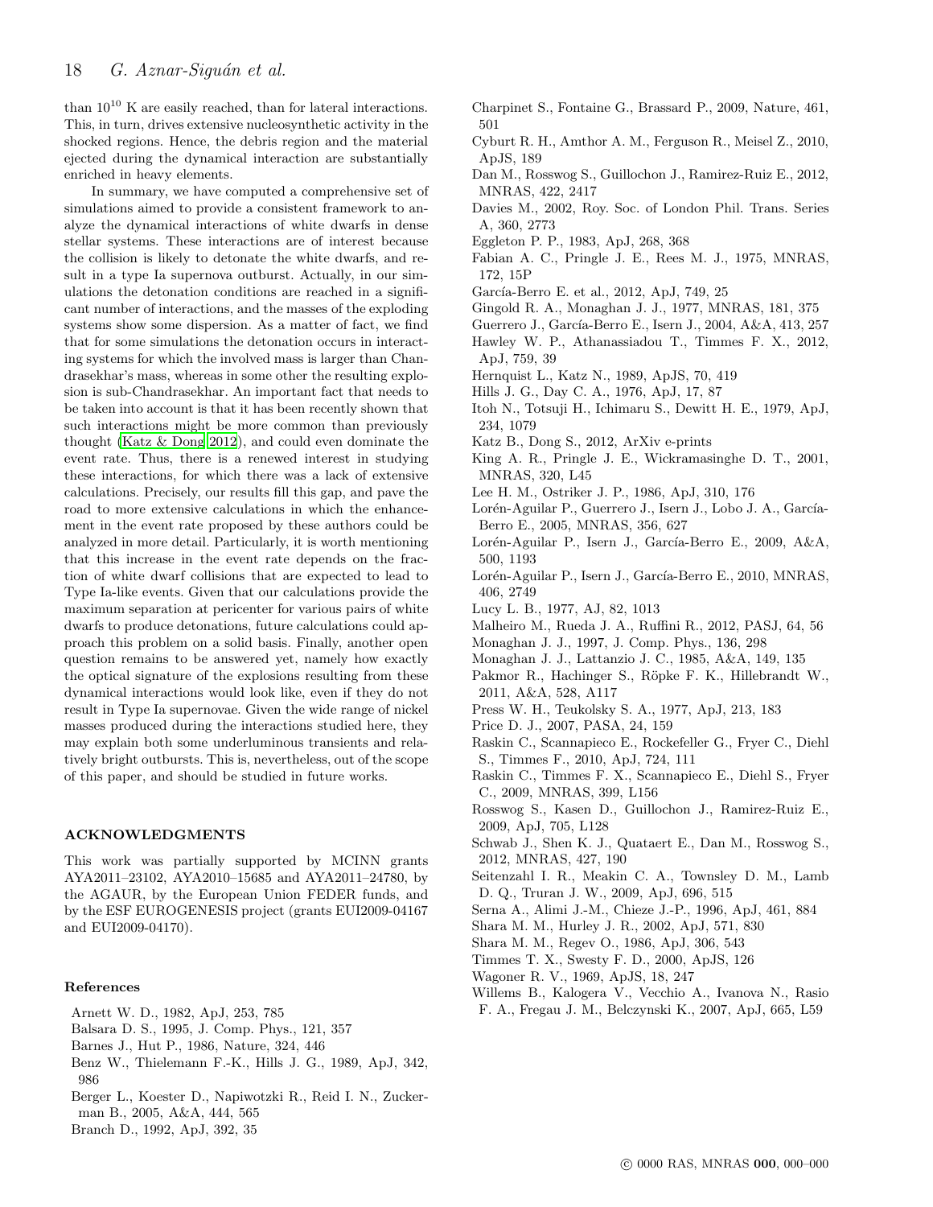than $10^{10}$ K are easily reached, than for lateral interactions. This, in turn, drives extensive nucleosynthetic activity in the shocked regions. Hence, the debris region and the material ejected during the dynamical interaction are substantially enriched in heavy elements.

In summary, we have computed a comprehensive set of simulations aimed to provide a consistent framework to analyze the dynamical interactions of white dwarfs in dense stellar systems. These interactions are of interest because the collision is likely to detonate the white dwarfs, and result in a type Ia supernova outburst. Actually, in our simulations the detonation conditions are reached in a significant number of interactions, and the masses of the exploding systems show some dispersion. As a matter of fact, we find that for some simulations the detonation occurs in interacting systems for which the involved mass is larger than Chandrasekhar's mass, whereas in some other the resulting explosion is sub-Chandrasekhar. An important fact that needs to be taken into account is that it has been recently shown that such interactions might be more common than previously thought (Katz & Dong 2012), and could even dominate the event rate. Thus, there is a renewed interest in studying these interactions, for which there was a lack of extensive calculations. Precisely, our results fill this gap, and pave the road to more extensive calculations in which the enhancement in the event rate proposed by these authors could be analyzed in more detail. Particularly, it is worth mentioning that this increase in the event rate depends on the fraction of white dwarf collisions that are expected to lead to Type Ia-like events. Given that our calculations provide the maximum separation at pericenter for various pairs of white dwarfs to produce detonations, future calculations could approach this problem on a solid basis. Finally, another open question remains to be answered yet, namely how exactly the optical signature of the explosions resulting from these dynamical interactions would look like, even if they do not result in Type Ia supernovae. Given the wide range of nickel masses produced during the interactions studied here, they may explain both some underluminous transients and relatively bright outbursts. This is, nevertheless, out of the scope of this paper, and should be studied in future works.

## ACKNOWLEDGMENTS

This work was partially supported by MCINN grants AYA2011–23102, AYA2010–15685 and AYA2011–24780, by the AGAUR, by the European Union FEDER funds, and by the ESF EUROGENESIS project (grants EUI2009-04167 and EUI2009-04170).

### References

Arnett W. D., 1982, ApJ, 253, 785
Balsara D. S., 1995, J. Comp. Phys., 121, 357
Barnes J., Hut P., 1986, Nature, 324, 446
Benz W., Thielemann F.-K., Hills J. G., 1989, ApJ, 342, 986
Berger L., Koester D., Napiwotzki R., Reid I. N., Zuckerman B., 2005, A&A, 444, 565
Branch D., 1992, ApJ, 392, 35
Charpinet S., Fontaine G., Brassard P., 2009, Nature, 461, 501
Cyburt R. H., Amthor A. M., Ferguson R., Meisel Z., 2010, ApJS, 189
Dan M., Rosswog S., Guillochon J., Ramirez-Ruiz E., 2012, MNRAS, 422, 2417
Davies M., 2002, Roy. Soc. of London Phil. Trans. Series A, 360, 2773
Eggleton P. P., 1983, ApJ, 268, 368
Fabian A. C., Pringle J. E., Rees M. J., 1975, MNRAS, 172, 15P
García-Berro E. et al., 2012, ApJ, 749, 25
Gingold R. A., Monaghan J. J., 1977, MNRAS, 181, 375
Guerrero J., García-Berro E., Isern J., 2004, A&A, 413, 257
Hawley W. P., Athanassiadou T., Timmes F. X., 2012, ApJ, 759, 39
Hernquist L., Katz N., 1989, ApJS, 70, 419
Hills J. G., Day C. A., 1976, ApJ, 17, 87
Itoh N., Totsuji H., Ichimaru S., Dewitt H. E., 1979, ApJ, 234, 1079
Katz B., Dong S., 2012, ArXiv e-prints
King A. R., Pringle J. E., Wickramasinghe D. T., 2001, MNRAS, 320, L45
Lee H. M., Ostriker J. P., 1986, ApJ, 310, 176
Lorén-Aguilar P., Guerrero J., Isern J., Lobo J. A., García-Berro E., 2005, MNRAS, 356, 627
Lorén-Aguilar P., Isern J., García-Berro E., 2009, A&A, 500, 1193
Lorén-Aguilar P., Isern J., García-Berro E., 2010, MNRAS, 406, 2749
Lucy L. B., 1977, AJ, 82, 1013
Malheiro M., Rueda J. A., Ruffini R., 2012, PASJ, 64, 56
Monaghan J. J., 1997, J. Comp. Phys., 136, 298
Monaghan J. J., Lattanzio J. C., 1985, A&A, 149, 135
Pakmor R., Hachinger S., Röpke F. K., Hillebrandt W., 2011, A&A, 528, A117
Press W. H., Teukolsky S. A., 1977, ApJ, 213, 183
Price D. J., 2007, PASA, 24, 159
Raskin C., Scannapieco E., Rockefeller G., Fryer C., Diehl S., Timmes F., 2010, ApJ, 724, 111
Raskin C., Timmes F. X., Scannapieco E., Diehl S., Fryer C., 2009, MNRAS, 399, L156
Rosswog S., Kasen D., Guillochon J., Ramirez-Ruiz E., 2009, ApJ, 705, L128
Schwab J., Shen K. J., Quataert E., Dan M., Rosswog S., 2012, MNRAS, 427, 190
Seitenzahl I. R., Meakin C. A., Townsley D. M., Lamb D. Q., Truran J. W., 2009, ApJ, 696, 515
Serna A., Alimi J.-M., Chieze J.-P., 1996, ApJ, 461, 884
Shara M. M., Hurley J. R., 2002, ApJ, 571, 830
Shara M. M., Regev O., 1986, ApJ, 306, 543
Timmes T. X., Swesty F. D., 2000, ApJS, 126
Wagoner R. V., 1969, ApJS, 18, 247
Willems B., Kalogera V., Vecchio A., Ivanova N., Rasio F. A., Fregau J. M., Belczynski K., 2007, ApJ, 665, L59